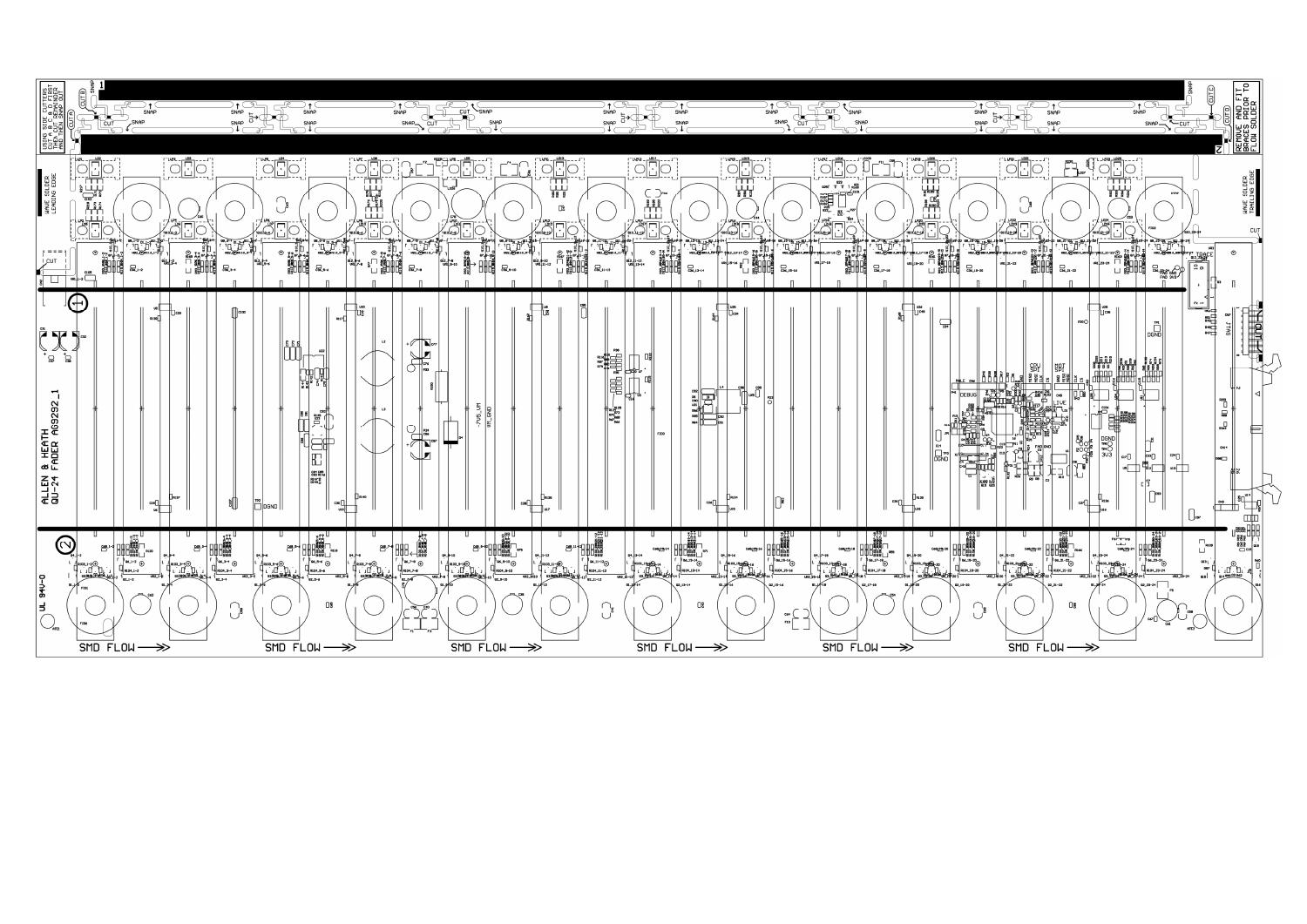USING SIDE CUTTERS CUT A & B FIRST THEN CUT REMAINDER AND LASTLY SNAP OUT

REMOVE AND FIT BRACES PRIOR TO FLOW SOLDER

WAVE SOLDER LEADING EDGE

WAVE SOLDER TRAILING EDGE

ALLEN & HEATH
QU-24 FADER AG9292_1

UL 94V-0

SMD FLOW ⟶ SMD FLOW ⟶ SMD FLOW ⟶ SMD FLOW ⟶ SMD FLOW ⟶ SMD FLOW ⟶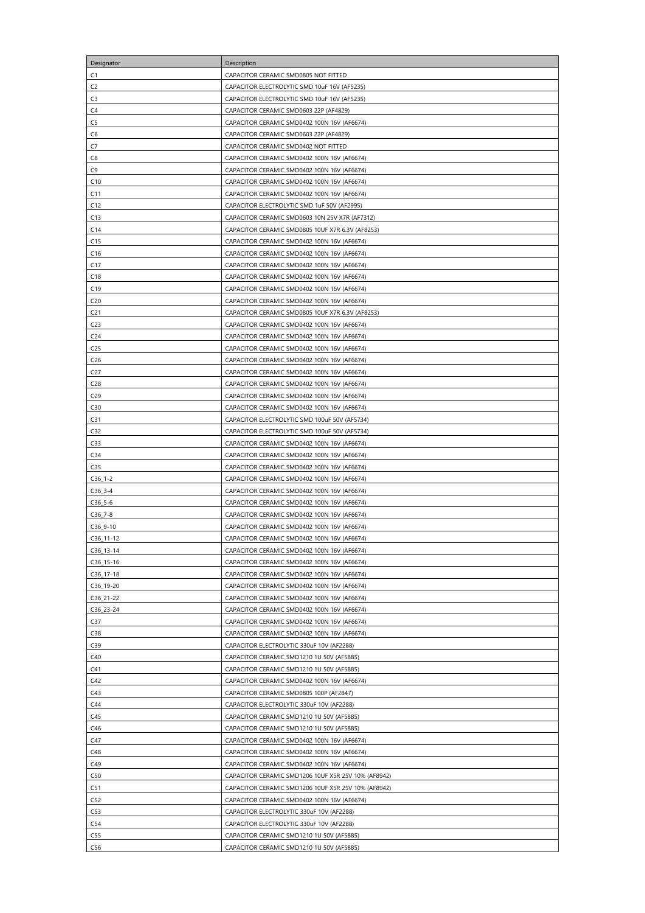| Designator | Description |
| --- | --- |
| C1 | CAPACITOR CERAMIC SMD0805 NOT FITTED |
| C2 | CAPACITOR ELECTROLYTIC SMD 10uF 16V (AF5235) |
| C3 | CAPACITOR ELECTROLYTIC SMD 10uF 16V (AF5235) |
| C4 | CAPACITOR CERAMIC SMD0603 22P (AF4829) |
| C5 | CAPACITOR CERAMIC SMD0402 100N 16V (AF6674) |
| C6 | CAPACITOR CERAMIC SMD0603 22P (AF4829) |
| C7 | CAPACITOR CERAMIC SMD0402 NOT FITTED |
| C8 | CAPACITOR CERAMIC SMD0402 100N 16V (AF6674) |
| C9 | CAPACITOR CERAMIC SMD0402 100N 16V (AF6674) |
| C10 | CAPACITOR CERAMIC SMD0402 100N 16V (AF6674) |
| C11 | CAPACITOR CERAMIC SMD0402 100N 16V (AF6674) |
| C12 | CAPACITOR ELECTROLYTIC SMD 1uF 50V (AF2995) |
| C13 | CAPACITOR CERAMIC SMD0603 10N 25V X7R (AF7312) |
| C14 | CAPACITOR CERAMIC SMD0805 10UF X7R 6.3V (AF8253) |
| C15 | CAPACITOR CERAMIC SMD0402 100N 16V (AF6674) |
| C16 | CAPACITOR CERAMIC SMD0402 100N 16V (AF6674) |
| C17 | CAPACITOR CERAMIC SMD0402 100N 16V (AF6674) |
| C18 | CAPACITOR CERAMIC SMD0402 100N 16V (AF6674) |
| C19 | CAPACITOR CERAMIC SMD0402 100N 16V (AF6674) |
| C20 | CAPACITOR CERAMIC SMD0402 100N 16V (AF6674) |
| C21 | CAPACITOR CERAMIC SMD0805 10UF X7R 6.3V (AF8253) |
| C23 | CAPACITOR CERAMIC SMD0402 100N 16V (AF6674) |
| C24 | CAPACITOR CERAMIC SMD0402 100N 16V (AF6674) |
| C25 | CAPACITOR CERAMIC SMD0402 100N 16V (AF6674) |
| C26 | CAPACITOR CERAMIC SMD0402 100N 16V (AF6674) |
| C27 | CAPACITOR CERAMIC SMD0402 100N 16V (AF6674) |
| C28 | CAPACITOR CERAMIC SMD0402 100N 16V (AF6674) |
| C29 | CAPACITOR CERAMIC SMD0402 100N 16V (AF6674) |
| C30 | CAPACITOR CERAMIC SMD0402 100N 16V (AF6674) |
| C31 | CAPACITOR ELECTROLYTIC SMD 100uF 50V (AF5734) |
| C32 | CAPACITOR ELECTROLYTIC SMD 100uF 50V (AF5734) |
| C33 | CAPACITOR CERAMIC SMD0402 100N 16V (AF6674) |
| C34 | CAPACITOR CERAMIC SMD0402 100N 16V (AF6674) |
| C35 | CAPACITOR CERAMIC SMD0402 100N 16V (AF6674) |
| C36_1-2 | CAPACITOR CERAMIC SMD0402 100N 16V (AF6674) |
| C36_3-4 | CAPACITOR CERAMIC SMD0402 100N 16V (AF6674) |
| C36_5-6 | CAPACITOR CERAMIC SMD0402 100N 16V (AF6674) |
| C36_7-8 | CAPACITOR CERAMIC SMD0402 100N 16V (AF6674) |
| C36_9-10 | CAPACITOR CERAMIC SMD0402 100N 16V (AF6674) |
| C36_11-12 | CAPACITOR CERAMIC SMD0402 100N 16V (AF6674) |
| C36_13-14 | CAPACITOR CERAMIC SMD0402 100N 16V (AF6674) |
| C36_15-16 | CAPACITOR CERAMIC SMD0402 100N 16V (AF6674) |
| C36_17-18 | CAPACITOR CERAMIC SMD0402 100N 16V (AF6674) |
| C36_19-20 | CAPACITOR CERAMIC SMD0402 100N 16V (AF6674) |
| C36_21-22 | CAPACITOR CERAMIC SMD0402 100N 16V (AF6674) |
| C36_23-24 | CAPACITOR CERAMIC SMD0402 100N 16V (AF6674) |
| C37 | CAPACITOR CERAMIC SMD0402 100N 16V (AF6674) |
| C38 | CAPACITOR CERAMIC SMD0402 100N 16V (AF6674) |
| C39 | CAPACITOR ELECTROLYTIC 330uF 10V (AF2288) |
| C40 | CAPACITOR CERAMIC SMD1210 1U 50V (AF5885) |
| C41 | CAPACITOR CERAMIC SMD1210 1U 50V (AF5885) |
| C42 | CAPACITOR CERAMIC SMD0402 100N 16V (AF6674) |
| C43 | CAPACITOR CERAMIC SMD0805 100P (AF2847) |
| C44 | CAPACITOR ELECTROLYTIC 330uF 10V (AF2288) |
| C45 | CAPACITOR CERAMIC SMD1210 1U 50V (AF5885) |
| C46 | CAPACITOR CERAMIC SMD1210 1U 50V (AF5885) |
| C47 | CAPACITOR CERAMIC SMD0402 100N 16V (AF6674) |
| C48 | CAPACITOR CERAMIC SMD0402 100N 16V (AF6674) |
| C49 | CAPACITOR CERAMIC SMD0402 100N 16V (AF6674) |
| C50 | CAPACITOR CERAMIC SMD1206 10UF X5R 25V 10% (AF8942) |
| C51 | CAPACITOR CERAMIC SMD1206 10UF X5R 25V 10% (AF8942) |
| C52 | CAPACITOR CERAMIC SMD0402 100N 16V (AF6674) |
| C53 | CAPACITOR ELECTROLYTIC 330uF 10V (AF2288) |
| C54 | CAPACITOR ELECTROLYTIC 330uF 10V (AF2288) |
| C55 | CAPACITOR CERAMIC SMD1210 1U 50V (AF5885) |
| C56 | CAPACITOR CERAMIC SMD1210 1U 50V (AF5885) |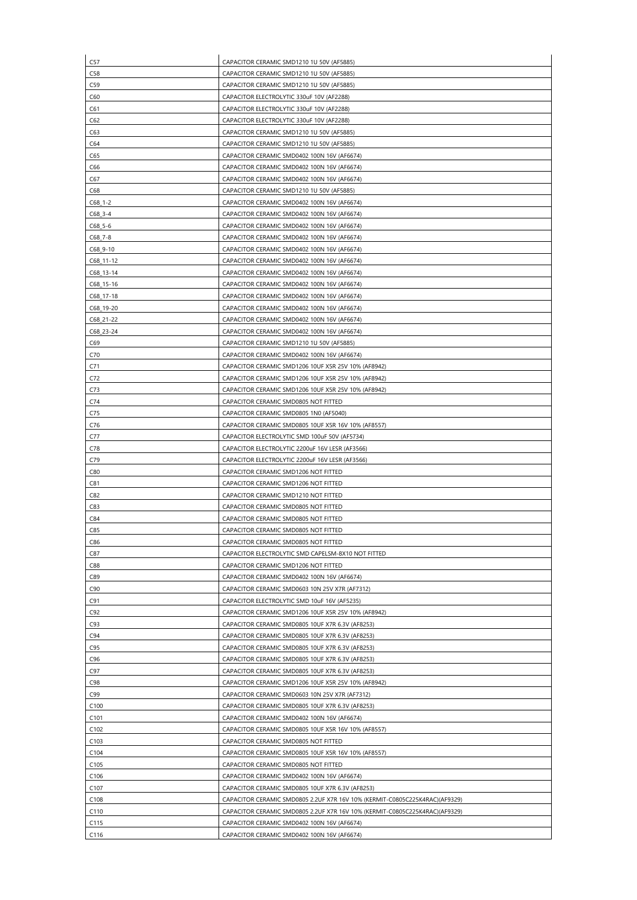| | |
|---|---|
| C57 | CAPACITOR CERAMIC SMD1210 1U 50V (AF5885) |
| C58 | CAPACITOR CERAMIC SMD1210 1U 50V (AF5885) |
| C59 | CAPACITOR CERAMIC SMD1210 1U 50V (AF5885) |
| C60 | CAPACITOR ELECTROLYTIC 330uF 10V (AF2288) |
| C61 | CAPACITOR ELECTROLYTIC 330uF 10V (AF2288) |
| C62 | CAPACITOR ELECTROLYTIC 330uF 10V (AF2288) |
| C63 | CAPACITOR CERAMIC SMD1210 1U 50V (AF5885) |
| C64 | CAPACITOR CERAMIC SMD1210 1U 50V (AF5885) |
| C65 | CAPACITOR CERAMIC SMD0402 100N 16V (AF6674) |
| C66 | CAPACITOR CERAMIC SMD0402 100N 16V (AF6674) |
| C67 | CAPACITOR CERAMIC SMD0402 100N 16V (AF6674) |
| C68 | CAPACITOR CERAMIC SMD1210 1U 50V (AF5885) |
| C68_1-2 | CAPACITOR CERAMIC SMD0402 100N 16V (AF6674) |
| C68_3-4 | CAPACITOR CERAMIC SMD0402 100N 16V (AF6674) |
| C68_5-6 | CAPACITOR CERAMIC SMD0402 100N 16V (AF6674) |
| C68_7-8 | CAPACITOR CERAMIC SMD0402 100N 16V (AF6674) |
| C68_9-10 | CAPACITOR CERAMIC SMD0402 100N 16V (AF6674) |
| C68_11-12 | CAPACITOR CERAMIC SMD0402 100N 16V (AF6674) |
| C68_13-14 | CAPACITOR CERAMIC SMD0402 100N 16V (AF6674) |
| C68_15-16 | CAPACITOR CERAMIC SMD0402 100N 16V (AF6674) |
| C68_17-18 | CAPACITOR CERAMIC SMD0402 100N 16V (AF6674) |
| C68_19-20 | CAPACITOR CERAMIC SMD0402 100N 16V (AF6674) |
| C68_21-22 | CAPACITOR CERAMIC SMD0402 100N 16V (AF6674) |
| C68_23-24 | CAPACITOR CERAMIC SMD0402 100N 16V (AF6674) |
| C69 | CAPACITOR CERAMIC SMD1210 1U 50V (AF5885) |
| C70 | CAPACITOR CERAMIC SMD0402 100N 16V (AF6674) |
| C71 | CAPACITOR CERAMIC SMD1206 10UF X5R 25V 10% (AF8942) |
| C72 | CAPACITOR CERAMIC SMD1206 10UF X5R 25V 10% (AF8942) |
| C73 | CAPACITOR CERAMIC SMD1206 10UF X5R 25V 10% (AF8942) |
| C74 | CAPACITOR CERAMIC SMD0805 NOT FITTED |
| C75 | CAPACITOR CERAMIC SMD0805 1N0 (AF5040) |
| C76 | CAPACITOR CERAMIC SMD0805 10UF X5R 16V 10% (AF8557) |
| C77 | CAPACITOR ELECTROLYTIC SMD 100uF 50V (AF5734) |
| C78 | CAPACITOR ELECTROLYTIC 2200uF 16V LESR (AF3566) |
| C79 | CAPACITOR ELECTROLYTIC 2200uF 16V LESR (AF3566) |
| C80 | CAPACITOR CERAMIC SMD1206 NOT FITTED |
| C81 | CAPACITOR CERAMIC SMD1206 NOT FITTED |
| C82 | CAPACITOR CERAMIC SMD1210 NOT FITTED |
| C83 | CAPACITOR CERAMIC SMD0805 NOT FITTED |
| C84 | CAPACITOR CERAMIC SMD0805 NOT FITTED |
| C85 | CAPACITOR CERAMIC SMD0805 NOT FITTED |
| C86 | CAPACITOR CERAMIC SMD0805 NOT FITTED |
| C87 | CAPACITOR ELECTROLYTIC SMD CAPELSM-8X10 NOT FITTED |
| C88 | CAPACITOR CERAMIC SMD1206 NOT FITTED |
| C89 | CAPACITOR CERAMIC SMD0402 100N 16V (AF6674) |
| C90 | CAPACITOR CERAMIC SMD0603 10N 25V X7R (AF7312) |
| C91 | CAPACITOR ELECTROLYTIC SMD 10uF 16V (AF5235) |
| C92 | CAPACITOR CERAMIC SMD1206 10UF X5R 25V 10% (AF8942) |
| C93 | CAPACITOR CERAMIC SMD0805 10UF X7R 6.3V (AF8253) |
| C94 | CAPACITOR CERAMIC SMD0805 10UF X7R 6.3V (AF8253) |
| C95 | CAPACITOR CERAMIC SMD0805 10UF X7R 6.3V (AF8253) |
| C96 | CAPACITOR CERAMIC SMD0805 10UF X7R 6.3V (AF8253) |
| C97 | CAPACITOR CERAMIC SMD0805 10UF X7R 6.3V (AF8253) |
| C98 | CAPACITOR CERAMIC SMD1206 10UF X5R 25V 10% (AF8942) |
| C99 | CAPACITOR CERAMIC SMD0603 10N 25V X7R (AF7312) |
| C100 | CAPACITOR CERAMIC SMD0805 10UF X7R 6.3V (AF8253) |
| C101 | CAPACITOR CERAMIC SMD0402 100N 16V (AF6674) |
| C102 | CAPACITOR CERAMIC SMD0805 10UF X5R 16V 10% (AF8557) |
| C103 | CAPACITOR CERAMIC SMD0805 NOT FITTED |
| C104 | CAPACITOR CERAMIC SMD0805 10UF X5R 16V 10% (AF8557) |
| C105 | CAPACITOR CERAMIC SMD0805 NOT FITTED |
| C106 | CAPACITOR CERAMIC SMD0402 100N 16V (AF6674) |
| C107 | CAPACITOR CERAMIC SMD0805 10UF X7R 6.3V (AF8253) |
| C108 | CAPACITOR CERAMIC SMD0805 2.2UF X7R 16V 10% (KERMIT-C0805C225K4RAC)(AF9329) |
| C110 | CAPACITOR CERAMIC SMD0805 2.2UF X7R 16V 10% (KERMIT-C0805C225K4RAC)(AF9329) |
| C115 | CAPACITOR CERAMIC SMD0402 100N 16V (AF6674) |
| C116 | CAPACITOR CERAMIC SMD0402 100N 16V (AF6674) |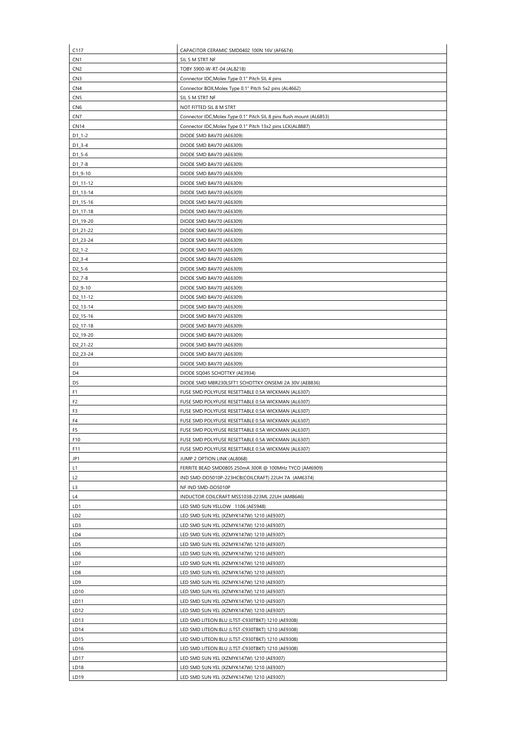| C117 | CAPACITOR CERAMIC SMD0402 100N 16V (AF6674) |
|---|---|
| CN1 | SIL 5 M STRT NF |
| CN2 | TOBY 5900-W-RT-04 (AL8218) |
| CN3 | Connector IDC,Molex Type 0.1" Pitch SIL 4 pins |
| CN4 | Connector BOX,Molex Type 0.1" Pitch 5x2 pins (AL4662) |
| CN5 | SIL 5 M STRT NF |
| CN6 | NOT FITTED SIL 8 M STRT |
| CN7 | Connector IDC,Molex Type 0.1" Pitch SIL 8 pins flush mount (AL6853) |
| CN14 | Connector IDC,Molex Type 0.1" Pitch 13x2 pins LCK(AL8887) |
| D1_1-2 | DIODE SMD BAV70 (AE6309) |
| D1_3-4 | DIODE SMD BAV70 (AE6309) |
| D1_5-6 | DIODE SMD BAV70 (AE6309) |
| D1_7-8 | DIODE SMD BAV70 (AE6309) |
| D1_9-10 | DIODE SMD BAV70 (AE6309) |
| D1_11-12 | DIODE SMD BAV70 (AE6309) |
| D1_13-14 | DIODE SMD BAV70 (AE6309) |
| D1_15-16 | DIODE SMD BAV70 (AE6309) |
| D1_17-18 | DIODE SMD BAV70 (AE6309) |
| D1_19-20 | DIODE SMD BAV70 (AE6309) |
| D1_21-22 | DIODE SMD BAV70 (AE6309) |
| D1_23-24 | DIODE SMD BAV70 (AE6309) |
| D2_1-2 | DIODE SMD BAV70 (AE6309) |
| D2_3-4 | DIODE SMD BAV70 (AE6309) |
| D2_5-6 | DIODE SMD BAV70 (AE6309) |
| D2_7-8 | DIODE SMD BAV70 (AE6309) |
| D2_9-10 | DIODE SMD BAV70 (AE6309) |
| D2_11-12 | DIODE SMD BAV70 (AE6309) |
| D2_13-14 | DIODE SMD BAV70 (AE6309) |
| D2_15-16 | DIODE SMD BAV70 (AE6309) |
| D2_17-18 | DIODE SMD BAV70 (AE6309) |
| D2_19-20 | DIODE SMD BAV70 (AE6309) |
| D2_21-22 | DIODE SMD BAV70 (AE6309) |
| D2_23-24 | DIODE SMD BAV70 (AE6309) |
| D3 | DIODE SMD BAV70 (AE6309) |
| D4 | DIODE SQ045 SCHOTTKY (AE3934) |
| D5 | DIODE SMD MBR230LSFT1 SCHOTTKY ONSEMI 2A 30V (AE8836) |
| F1 | FUSE SMD POLYFUSE RESETTABLE 0.5A WICKMAN (AL6307) |
| F2 | FUSE SMD POLYFUSE RESETTABLE 0.5A WICKMAN (AL6307) |
| F3 | FUSE SMD POLYFUSE RESETTABLE 0.5A WICKMAN (AL6307) |
| F4 | FUSE SMD POLYFUSE RESETTABLE 0.5A WICKMAN (AL6307) |
| F5 | FUSE SMD POLYFUSE RESETTABLE 0.5A WICKMAN (AL6307) |
| F10 | FUSE SMD POLYFUSE RESETTABLE 0.5A WICKMAN (AL6307) |
| F11 | FUSE SMD POLYFUSE RESETTABLE 0.5A WICKMAN (AL6307) |
| JP1 | JUMP 2 OPTION LINK (AL8068) |
| L1 | FERRITE BEAD SMD0805 250mA 300R @ 100MHz TYCO (AM6909) |
| L2 | IND SMD-DO5010P-223HCB(COILCRAFT) 22UH 7A (AM6374) |
| L3 | NF IND SMD-DO5010P |
| L4 | INDUCTOR COILCRAFT MSS1038-223ML 22UH (AM8646) |
| LD1 | LED SMD SUN YELLOW 1106 (AE5948) |
| LD2 | LED SMD SUN YEL (XZMYK147W) 1210 (AE9307) |
| LD3 | LED SMD SUN YEL (XZMYK147W) 1210 (AE9307) |
| LD4 | LED SMD SUN YEL (XZMYK147W) 1210 (AE9307) |
| LD5 | LED SMD SUN YEL (XZMYK147W) 1210 (AE9307) |
| LD6 | LED SMD SUN YEL (XZMYK147W) 1210 (AE9307) |
| LD7 | LED SMD SUN YEL (XZMYK147W) 1210 (AE9307) |
| LD8 | LED SMD SUN YEL (XZMYK147W) 1210 (AE9307) |
| LD9 | LED SMD SUN YEL (XZMYK147W) 1210 (AE9307) |
| LD10 | LED SMD SUN YEL (XZMYK147W) 1210 (AE9307) |
| LD11 | LED SMD SUN YEL (XZMYK147W) 1210 (AE9307) |
| LD12 | LED SMD SUN YEL (XZMYK147W) 1210 (AE9307) |
| LD13 | LED SMD LITEON BLU (LTST-C930TBKT) 1210 (AE9308) |
| LD14 | LED SMD LITEON BLU (LTST-C930TBKT) 1210 (AE9308) |
| LD15 | LED SMD LITEON BLU (LTST-C930TBKT) 1210 (AE9308) |
| LD16 | LED SMD LITEON BLU (LTST-C930TBKT) 1210 (AE9308) |
| LD17 | LED SMD SUN YEL (XZMYK147W) 1210 (AE9307) |
| LD18 | LED SMD SUN YEL (XZMYK147W) 1210 (AE9307) |
| LD19 | LED SMD SUN YEL (XZMYK147W) 1210 (AE9307) |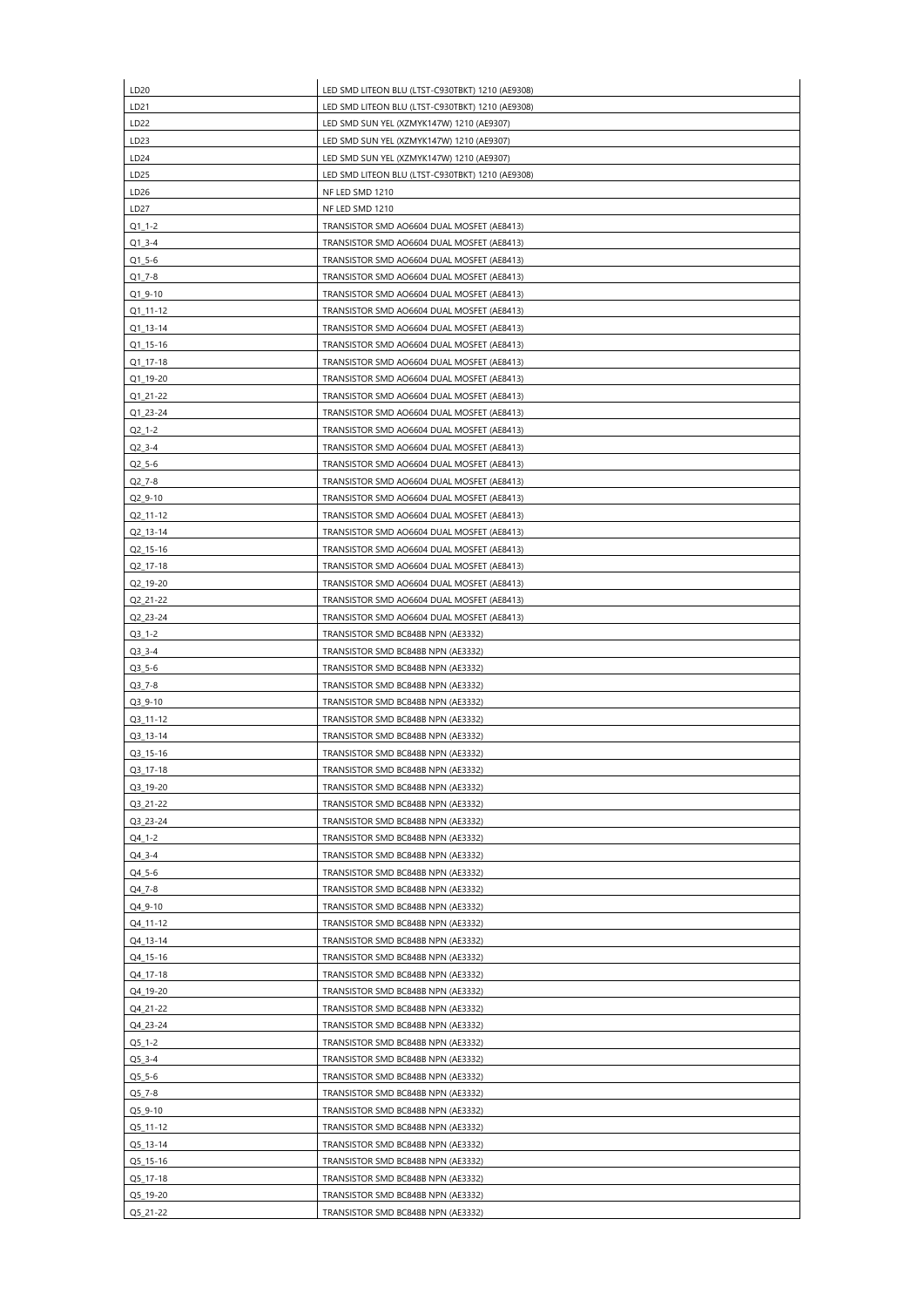| LD20 | LED SMD LITEON BLU (LTST-C930TBKT) 1210 (AE9308) |
|---|---|
| LD21 | LED SMD LITEON BLU (LTST-C930TBKT) 1210 (AE9308) |
| LD22 | LED SMD SUN YEL (XZMYK147W) 1210 (AE9307) |
| LD23 | LED SMD SUN YEL (XZMYK147W) 1210 (AE9307) |
| LD24 | LED SMD SUN YEL (XZMYK147W) 1210 (AE9307) |
| LD25 | LED SMD LITEON BLU (LTST-C930TBKT) 1210 (AE9308) |
| LD26 | NF LED SMD 1210 |
| LD27 | NF LED SMD 1210 |
| Q1_1-2 | TRANSISTOR SMD AO6604 DUAL MOSFET (AE8413) |
| Q1_3-4 | TRANSISTOR SMD AO6604 DUAL MOSFET (AE8413) |
| Q1_5-6 | TRANSISTOR SMD AO6604 DUAL MOSFET (AE8413) |
| Q1_7-8 | TRANSISTOR SMD AO6604 DUAL MOSFET (AE8413) |
| Q1_9-10 | TRANSISTOR SMD AO6604 DUAL MOSFET (AE8413) |
| Q1_11-12 | TRANSISTOR SMD AO6604 DUAL MOSFET (AE8413) |
| Q1_13-14 | TRANSISTOR SMD AO6604 DUAL MOSFET (AE8413) |
| Q1_15-16 | TRANSISTOR SMD AO6604 DUAL MOSFET (AE8413) |
| Q1_17-18 | TRANSISTOR SMD AO6604 DUAL MOSFET (AE8413) |
| Q1_19-20 | TRANSISTOR SMD AO6604 DUAL MOSFET (AE8413) |
| Q1_21-22 | TRANSISTOR SMD AO6604 DUAL MOSFET (AE8413) |
| Q1_23-24 | TRANSISTOR SMD AO6604 DUAL MOSFET (AE8413) |
| Q2_1-2 | TRANSISTOR SMD AO6604 DUAL MOSFET (AE8413) |
| Q2_3-4 | TRANSISTOR SMD AO6604 DUAL MOSFET (AE8413) |
| Q2_5-6 | TRANSISTOR SMD AO6604 DUAL MOSFET (AE8413) |
| Q2_7-8 | TRANSISTOR SMD AO6604 DUAL MOSFET (AE8413) |
| Q2_9-10 | TRANSISTOR SMD AO6604 DUAL MOSFET (AE8413) |
| Q2_11-12 | TRANSISTOR SMD AO6604 DUAL MOSFET (AE8413) |
| Q2_13-14 | TRANSISTOR SMD AO6604 DUAL MOSFET (AE8413) |
| Q2_15-16 | TRANSISTOR SMD AO6604 DUAL MOSFET (AE8413) |
| Q2_17-18 | TRANSISTOR SMD AO6604 DUAL MOSFET (AE8413) |
| Q2_19-20 | TRANSISTOR SMD AO6604 DUAL MOSFET (AE8413) |
| Q2_21-22 | TRANSISTOR SMD AO6604 DUAL MOSFET (AE8413) |
| Q2_23-24 | TRANSISTOR SMD AO6604 DUAL MOSFET (AE8413) |
| Q3_1-2 | TRANSISTOR SMD BC848B NPN (AE3332) |
| Q3_3-4 | TRANSISTOR SMD BC848B NPN (AE3332) |
| Q3_5-6 | TRANSISTOR SMD BC848B NPN (AE3332) |
| Q3_7-8 | TRANSISTOR SMD BC848B NPN (AE3332) |
| Q3_9-10 | TRANSISTOR SMD BC848B NPN (AE3332) |
| Q3_11-12 | TRANSISTOR SMD BC848B NPN (AE3332) |
| Q3_13-14 | TRANSISTOR SMD BC848B NPN (AE3332) |
| Q3_15-16 | TRANSISTOR SMD BC848B NPN (AE3332) |
| Q3_17-18 | TRANSISTOR SMD BC848B NPN (AE3332) |
| Q3_19-20 | TRANSISTOR SMD BC848B NPN (AE3332) |
| Q3_21-22 | TRANSISTOR SMD BC848B NPN (AE3332) |
| Q3_23-24 | TRANSISTOR SMD BC848B NPN (AE3332) |
| Q4_1-2 | TRANSISTOR SMD BC848B NPN (AE3332) |
| Q4_3-4 | TRANSISTOR SMD BC848B NPN (AE3332) |
| Q4_5-6 | TRANSISTOR SMD BC848B NPN (AE3332) |
| Q4_7-8 | TRANSISTOR SMD BC848B NPN (AE3332) |
| Q4_9-10 | TRANSISTOR SMD BC848B NPN (AE3332) |
| Q4_11-12 | TRANSISTOR SMD BC848B NPN (AE3332) |
| Q4_13-14 | TRANSISTOR SMD BC848B NPN (AE3332) |
| Q4_15-16 | TRANSISTOR SMD BC848B NPN (AE3332) |
| Q4_17-18 | TRANSISTOR SMD BC848B NPN (AE3332) |
| Q4_19-20 | TRANSISTOR SMD BC848B NPN (AE3332) |
| Q4_21-22 | TRANSISTOR SMD BC848B NPN (AE3332) |
| Q4_23-24 | TRANSISTOR SMD BC848B NPN (AE3332) |
| Q5_1-2 | TRANSISTOR SMD BC848B NPN (AE3332) |
| Q5_3-4 | TRANSISTOR SMD BC848B NPN (AE3332) |
| Q5_5-6 | TRANSISTOR SMD BC848B NPN (AE3332) |
| Q5_7-8 | TRANSISTOR SMD BC848B NPN (AE3332) |
| Q5_9-10 | TRANSISTOR SMD BC848B NPN (AE3332) |
| Q5_11-12 | TRANSISTOR SMD BC848B NPN (AE3332) |
| Q5_13-14 | TRANSISTOR SMD BC848B NPN (AE3332) |
| Q5_15-16 | TRANSISTOR SMD BC848B NPN (AE3332) |
| Q5_17-18 | TRANSISTOR SMD BC848B NPN (AE3332) |
| Q5_19-20 | TRANSISTOR SMD BC848B NPN (AE3332) |
| Q5_21-22 | TRANSISTOR SMD BC848B NPN (AE3332) |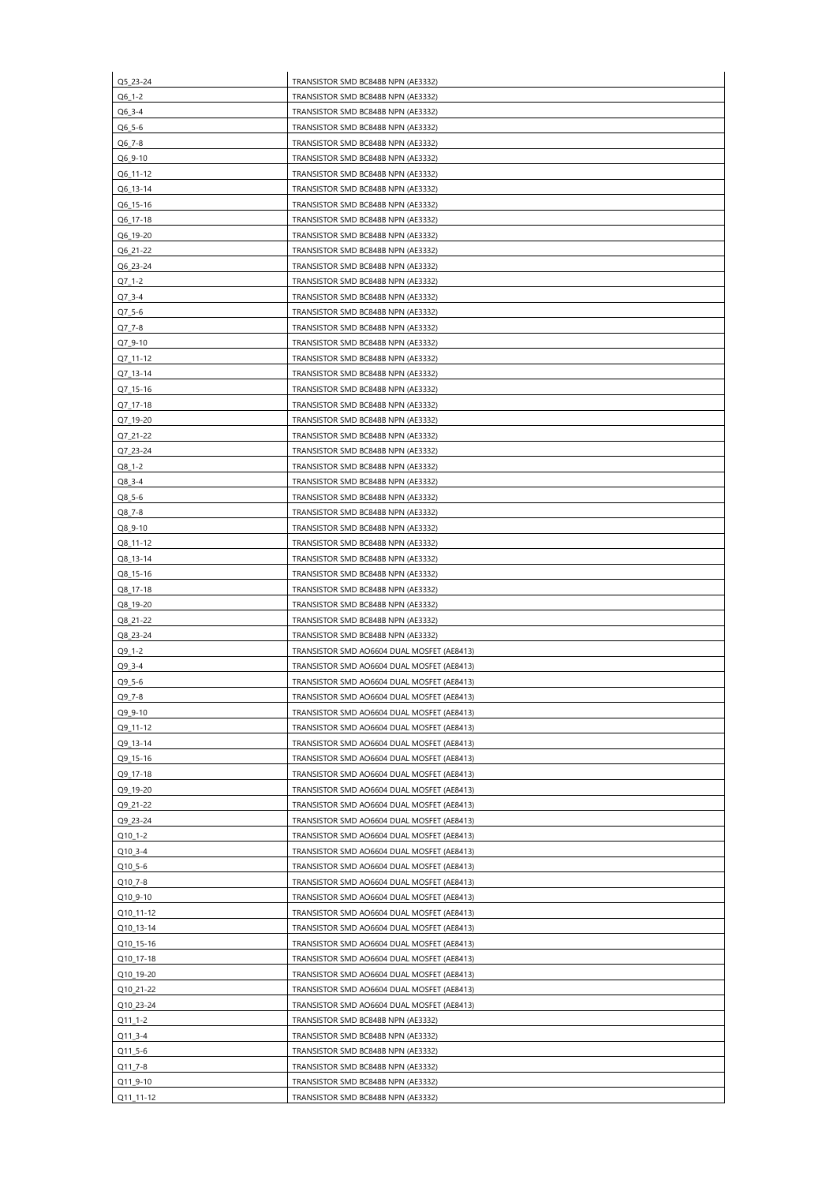| | |
|---|---|
| Q5_23-24 | TRANSISTOR SMD BC848B NPN (AE3332) |
| Q6_1-2 | TRANSISTOR SMD BC848B NPN (AE3332) |
| Q6_3-4 | TRANSISTOR SMD BC848B NPN (AE3332) |
| Q6_5-6 | TRANSISTOR SMD BC848B NPN (AE3332) |
| Q6_7-8 | TRANSISTOR SMD BC848B NPN (AE3332) |
| Q6_9-10 | TRANSISTOR SMD BC848B NPN (AE3332) |
| Q6_11-12 | TRANSISTOR SMD BC848B NPN (AE3332) |
| Q6_13-14 | TRANSISTOR SMD BC848B NPN (AE3332) |
| Q6_15-16 | TRANSISTOR SMD BC848B NPN (AE3332) |
| Q6_17-18 | TRANSISTOR SMD BC848B NPN (AE3332) |
| Q6_19-20 | TRANSISTOR SMD BC848B NPN (AE3332) |
| Q6_21-22 | TRANSISTOR SMD BC848B NPN (AE3332) |
| Q6_23-24 | TRANSISTOR SMD BC848B NPN (AE3332) |
| Q7_1-2 | TRANSISTOR SMD BC848B NPN (AE3332) |
| Q7_3-4 | TRANSISTOR SMD BC848B NPN (AE3332) |
| Q7_5-6 | TRANSISTOR SMD BC848B NPN (AE3332) |
| Q7_7-8 | TRANSISTOR SMD BC848B NPN (AE3332) |
| Q7_9-10 | TRANSISTOR SMD BC848B NPN (AE3332) |
| Q7_11-12 | TRANSISTOR SMD BC848B NPN (AE3332) |
| Q7_13-14 | TRANSISTOR SMD BC848B NPN (AE3332) |
| Q7_15-16 | TRANSISTOR SMD BC848B NPN (AE3332) |
| Q7_17-18 | TRANSISTOR SMD BC848B NPN (AE3332) |
| Q7_19-20 | TRANSISTOR SMD BC848B NPN (AE3332) |
| Q7_21-22 | TRANSISTOR SMD BC848B NPN (AE3332) |
| Q7_23-24 | TRANSISTOR SMD BC848B NPN (AE3332) |
| Q8_1-2 | TRANSISTOR SMD BC848B NPN (AE3332) |
| Q8_3-4 | TRANSISTOR SMD BC848B NPN (AE3332) |
| Q8_5-6 | TRANSISTOR SMD BC848B NPN (AE3332) |
| Q8_7-8 | TRANSISTOR SMD BC848B NPN (AE3332) |
| Q8_9-10 | TRANSISTOR SMD BC848B NPN (AE3332) |
| Q8_11-12 | TRANSISTOR SMD BC848B NPN (AE3332) |
| Q8_13-14 | TRANSISTOR SMD BC848B NPN (AE3332) |
| Q8_15-16 | TRANSISTOR SMD BC848B NPN (AE3332) |
| Q8_17-18 | TRANSISTOR SMD BC848B NPN (AE3332) |
| Q8_19-20 | TRANSISTOR SMD BC848B NPN (AE3332) |
| Q8_21-22 | TRANSISTOR SMD BC848B NPN (AE3332) |
| Q8_23-24 | TRANSISTOR SMD BC848B NPN (AE3332) |
| Q9_1-2 | TRANSISTOR SMD AO6604 DUAL MOSFET (AE8413) |
| Q9_3-4 | TRANSISTOR SMD AO6604 DUAL MOSFET (AE8413) |
| Q9_5-6 | TRANSISTOR SMD AO6604 DUAL MOSFET (AE8413) |
| Q9_7-8 | TRANSISTOR SMD AO6604 DUAL MOSFET (AE8413) |
| Q9_9-10 | TRANSISTOR SMD AO6604 DUAL MOSFET (AE8413) |
| Q9_11-12 | TRANSISTOR SMD AO6604 DUAL MOSFET (AE8413) |
| Q9_13-14 | TRANSISTOR SMD AO6604 DUAL MOSFET (AE8413) |
| Q9_15-16 | TRANSISTOR SMD AO6604 DUAL MOSFET (AE8413) |
| Q9_17-18 | TRANSISTOR SMD AO6604 DUAL MOSFET (AE8413) |
| Q9_19-20 | TRANSISTOR SMD AO6604 DUAL MOSFET (AE8413) |
| Q9_21-22 | TRANSISTOR SMD AO6604 DUAL MOSFET (AE8413) |
| Q9_23-24 | TRANSISTOR SMD AO6604 DUAL MOSFET (AE8413) |
| Q10_1-2 | TRANSISTOR SMD AO6604 DUAL MOSFET (AE8413) |
| Q10_3-4 | TRANSISTOR SMD AO6604 DUAL MOSFET (AE8413) |
| Q10_5-6 | TRANSISTOR SMD AO6604 DUAL MOSFET (AE8413) |
| Q10_7-8 | TRANSISTOR SMD AO6604 DUAL MOSFET (AE8413) |
| Q10_9-10 | TRANSISTOR SMD AO6604 DUAL MOSFET (AE8413) |
| Q10_11-12 | TRANSISTOR SMD AO6604 DUAL MOSFET (AE8413) |
| Q10_13-14 | TRANSISTOR SMD AO6604 DUAL MOSFET (AE8413) |
| Q10_15-16 | TRANSISTOR SMD AO6604 DUAL MOSFET (AE8413) |
| Q10_17-18 | TRANSISTOR SMD AO6604 DUAL MOSFET (AE8413) |
| Q10_19-20 | TRANSISTOR SMD AO6604 DUAL MOSFET (AE8413) |
| Q10_21-22 | TRANSISTOR SMD AO6604 DUAL MOSFET (AE8413) |
| Q10_23-24 | TRANSISTOR SMD AO6604 DUAL MOSFET (AE8413) |
| Q11_1-2 | TRANSISTOR SMD BC848B NPN (AE3332) |
| Q11_3-4 | TRANSISTOR SMD BC848B NPN (AE3332) |
| Q11_5-6 | TRANSISTOR SMD BC848B NPN (AE3332) |
| Q11_7-8 | TRANSISTOR SMD BC848B NPN (AE3332) |
| Q11_9-10 | TRANSISTOR SMD BC848B NPN (AE3332) |
| Q11_11-12 | TRANSISTOR SMD BC848B NPN (AE3332) |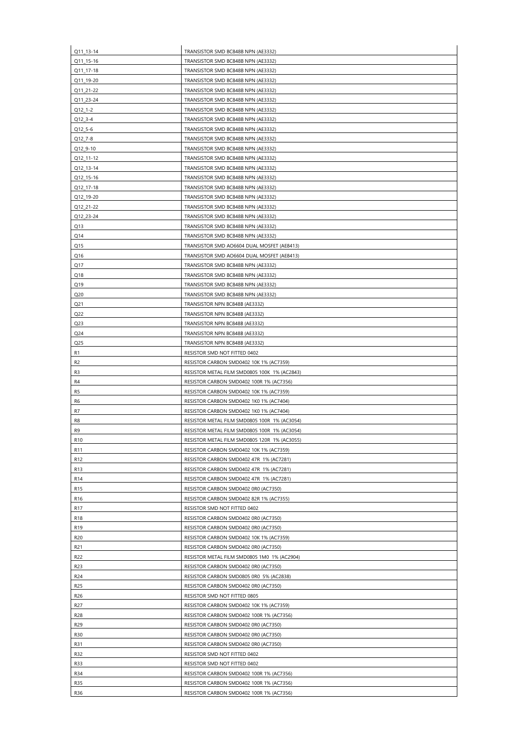| | |
|---|---|
| Q11_13-14 | TRANSISTOR SMD BC848B NPN (AE3332) |
| Q11_15-16 | TRANSISTOR SMD BC848B NPN (AE3332) |
| Q11_17-18 | TRANSISTOR SMD BC848B NPN (AE3332) |
| Q11_19-20 | TRANSISTOR SMD BC848B NPN (AE3332) |
| Q11_21-22 | TRANSISTOR SMD BC848B NPN (AE3332) |
| Q11_23-24 | TRANSISTOR SMD BC848B NPN (AE3332) |
| Q12_1-2 | TRANSISTOR SMD BC848B NPN (AE3332) |
| Q12_3-4 | TRANSISTOR SMD BC848B NPN (AE3332) |
| Q12_5-6 | TRANSISTOR SMD BC848B NPN (AE3332) |
| Q12_7-8 | TRANSISTOR SMD BC848B NPN (AE3332) |
| Q12_9-10 | TRANSISTOR SMD BC848B NPN (AE3332) |
| Q12_11-12 | TRANSISTOR SMD BC848B NPN (AE3332) |
| Q12_13-14 | TRANSISTOR SMD BC848B NPN (AE3332) |
| Q12_15-16 | TRANSISTOR SMD BC848B NPN (AE3332) |
| Q12_17-18 | TRANSISTOR SMD BC848B NPN (AE3332) |
| Q12_19-20 | TRANSISTOR SMD BC848B NPN (AE3332) |
| Q12_21-22 | TRANSISTOR SMD BC848B NPN (AE3332) |
| Q12_23-24 | TRANSISTOR SMD BC848B NPN (AE3332) |
| Q13 | TRANSISTOR SMD BC848B NPN (AE3332) |
| Q14 | TRANSISTOR SMD BC848B NPN (AE3332) |
| Q15 | TRANSISTOR SMD AO6604 DUAL MOSFET (AE8413) |
| Q16 | TRANSISTOR SMD AO6604 DUAL MOSFET (AE8413) |
| Q17 | TRANSISTOR SMD BC848B NPN (AE3332) |
| Q18 | TRANSISTOR SMD BC848B NPN (AE3332) |
| Q19 | TRANSISTOR SMD BC848B NPN (AE3332) |
| Q20 | TRANSISTOR SMD BC848B NPN (AE3332) |
| Q21 | TRANSISTOR NPN BC848B (AE3332) |
| Q22 | TRANSISTOR NPN BC848B (AE3332) |
| Q23 | TRANSISTOR NPN BC848B (AE3332) |
| Q24 | TRANSISTOR NPN BC848B (AE3332) |
| Q25 | TRANSISTOR NPN BC848B (AE3332) |
| R1 | RESISTOR SMD NOT FITTED 0402 |
| R2 | RESISTOR CARBON SMD0402 10K 1% (AC7359) |
| R3 | RESISTOR METAL FILM SMD0805 100K 1% (AC2843) |
| R4 | RESISTOR CARBON SMD0402 100R 1% (AC7356) |
| R5 | RESISTOR CARBON SMD0402 10K 1% (AC7359) |
| R6 | RESISTOR CARBON SMD0402 1K0 1% (AC7404) |
| R7 | RESISTOR CARBON SMD0402 1K0 1% (AC7404) |
| R8 | RESISTOR METAL FILM SMD0805 100R 1% (AC3054) |
| R9 | RESISTOR METAL FILM SMD0805 100R 1% (AC3054) |
| R10 | RESISTOR METAL FILM SMD0805 120R 1% (AC3055) |
| R11 | RESISTOR CARBON SMD0402 10K 1% (AC7359) |
| R12 | RESISTOR CARBON SMD0402 47R 1% (AC7281) |
| R13 | RESISTOR CARBON SMD0402 47R 1% (AC7281) |
| R14 | RESISTOR CARBON SMD0402 47R 1% (AC7281) |
| R15 | RESISTOR CARBON SMD0402 0R0 (AC7350) |
| R16 | RESISTOR CARBON SMD0402 82R 1% (AC7355) |
| R17 | RESISTOR SMD NOT FITTED 0402 |
| R18 | RESISTOR CARBON SMD0402 0R0 (AC7350) |
| R19 | RESISTOR CARBON SMD0402 0R0 (AC7350) |
| R20 | RESISTOR CARBON SMD0402 10K 1% (AC7359) |
| R21 | RESISTOR CARBON SMD0402 0R0 (AC7350) |
| R22 | RESISTOR METAL FILM SMD0805 1M0 1% (AC2904) |
| R23 | RESISTOR CARBON SMD0402 0R0 (AC7350) |
| R24 | RESISTOR CARBON SMD0805 0R0 5% (AC2838) |
| R25 | RESISTOR CARBON SMD0402 0R0 (AC7350) |
| R26 | RESISTOR SMD NOT FITTED 0805 |
| R27 | RESISTOR CARBON SMD0402 10K 1% (AC7359) |
| R28 | RESISTOR CARBON SMD0402 100R 1% (AC7356) |
| R29 | RESISTOR CARBON SMD0402 0R0 (AC7350) |
| R30 | RESISTOR CARBON SMD0402 0R0 (AC7350) |
| R31 | RESISTOR CARBON SMD0402 0R0 (AC7350) |
| R32 | RESISTOR SMD NOT FITTED 0402 |
| R33 | RESISTOR SMD NOT FITTED 0402 |
| R34 | RESISTOR CARBON SMD0402 100R 1% (AC7356) |
| R35 | RESISTOR CARBON SMD0402 100R 1% (AC7356) |
| R36 | RESISTOR CARBON SMD0402 100R 1% (AC7356) |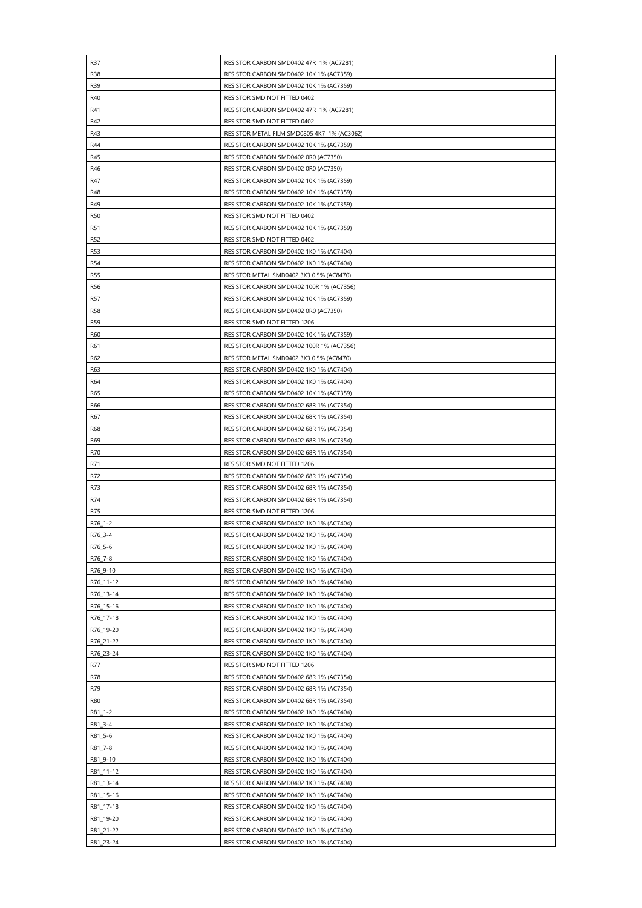| R37 | RESISTOR CARBON SMD0402 47R 1% (AC7281) |
|---|---|
| R38 | RESISTOR CARBON SMD0402 10K 1% (AC7359) |
| R39 | RESISTOR CARBON SMD0402 10K 1% (AC7359) |
| R40 | RESISTOR SMD NOT FITTED 0402 |
| R41 | RESISTOR CARBON SMD0402 47R 1% (AC7281) |
| R42 | RESISTOR SMD NOT FITTED 0402 |
| R43 | RESISTOR METAL FILM SMD0805 4K7 1% (AC3062) |
| R44 | RESISTOR CARBON SMD0402 10K 1% (AC7359) |
| R45 | RESISTOR CARBON SMD0402 0R0 (AC7350) |
| R46 | RESISTOR CARBON SMD0402 0R0 (AC7350) |
| R47 | RESISTOR CARBON SMD0402 10K 1% (AC7359) |
| R48 | RESISTOR CARBON SMD0402 10K 1% (AC7359) |
| R49 | RESISTOR CARBON SMD0402 10K 1% (AC7359) |
| R50 | RESISTOR SMD NOT FITTED 0402 |
| R51 | RESISTOR CARBON SMD0402 10K 1% (AC7359) |
| R52 | RESISTOR SMD NOT FITTED 0402 |
| R53 | RESISTOR CARBON SMD0402 1K0 1% (AC7404) |
| R54 | RESISTOR CARBON SMD0402 1K0 1% (AC7404) |
| R55 | RESISTOR METAL SMD0402 3K3 0.5% (AC8470) |
| R56 | RESISTOR CARBON SMD0402 100R 1% (AC7356) |
| R57 | RESISTOR CARBON SMD0402 10K 1% (AC7359) |
| R58 | RESISTOR CARBON SMD0402 0R0 (AC7350) |
| R59 | RESISTOR SMD NOT FITTED 1206 |
| R60 | RESISTOR CARBON SMD0402 10K 1% (AC7359) |
| R61 | RESISTOR CARBON SMD0402 100R 1% (AC7356) |
| R62 | RESISTOR METAL SMD0402 3K3 0.5% (AC8470) |
| R63 | RESISTOR CARBON SMD0402 1K0 1% (AC7404) |
| R64 | RESISTOR CARBON SMD0402 1K0 1% (AC7404) |
| R65 | RESISTOR CARBON SMD0402 10K 1% (AC7359) |
| R66 | RESISTOR CARBON SMD0402 68R 1% (AC7354) |
| R67 | RESISTOR CARBON SMD0402 68R 1% (AC7354) |
| R68 | RESISTOR CARBON SMD0402 68R 1% (AC7354) |
| R69 | RESISTOR CARBON SMD0402 68R 1% (AC7354) |
| R70 | RESISTOR CARBON SMD0402 68R 1% (AC7354) |
| R71 | RESISTOR SMD NOT FITTED 1206 |
| R72 | RESISTOR CARBON SMD0402 68R 1% (AC7354) |
| R73 | RESISTOR CARBON SMD0402 68R 1% (AC7354) |
| R74 | RESISTOR CARBON SMD0402 68R 1% (AC7354) |
| R75 | RESISTOR SMD NOT FITTED 1206 |
| R76_1-2 | RESISTOR CARBON SMD0402 1K0 1% (AC7404) |
| R76_3-4 | RESISTOR CARBON SMD0402 1K0 1% (AC7404) |
| R76_5-6 | RESISTOR CARBON SMD0402 1K0 1% (AC7404) |
| R76_7-8 | RESISTOR CARBON SMD0402 1K0 1% (AC7404) |
| R76_9-10 | RESISTOR CARBON SMD0402 1K0 1% (AC7404) |
| R76_11-12 | RESISTOR CARBON SMD0402 1K0 1% (AC7404) |
| R76_13-14 | RESISTOR CARBON SMD0402 1K0 1% (AC7404) |
| R76_15-16 | RESISTOR CARBON SMD0402 1K0 1% (AC7404) |
| R76_17-18 | RESISTOR CARBON SMD0402 1K0 1% (AC7404) |
| R76_19-20 | RESISTOR CARBON SMD0402 1K0 1% (AC7404) |
| R76_21-22 | RESISTOR CARBON SMD0402 1K0 1% (AC7404) |
| R76_23-24 | RESISTOR CARBON SMD0402 1K0 1% (AC7404) |
| R77 | RESISTOR SMD NOT FITTED 1206 |
| R78 | RESISTOR CARBON SMD0402 68R 1% (AC7354) |
| R79 | RESISTOR CARBON SMD0402 68R 1% (AC7354) |
| R80 | RESISTOR CARBON SMD0402 68R 1% (AC7354) |
| R81_1-2 | RESISTOR CARBON SMD0402 1K0 1% (AC7404) |
| R81_3-4 | RESISTOR CARBON SMD0402 1K0 1% (AC7404) |
| R81_5-6 | RESISTOR CARBON SMD0402 1K0 1% (AC7404) |
| R81_7-8 | RESISTOR CARBON SMD0402 1K0 1% (AC7404) |
| R81_9-10 | RESISTOR CARBON SMD0402 1K0 1% (AC7404) |
| R81_11-12 | RESISTOR CARBON SMD0402 1K0 1% (AC7404) |
| R81_13-14 | RESISTOR CARBON SMD0402 1K0 1% (AC7404) |
| R81_15-16 | RESISTOR CARBON SMD0402 1K0 1% (AC7404) |
| R81_17-18 | RESISTOR CARBON SMD0402 1K0 1% (AC7404) |
| R81_19-20 | RESISTOR CARBON SMD0402 1K0 1% (AC7404) |
| R81_21-22 | RESISTOR CARBON SMD0402 1K0 1% (AC7404) |
| R81_23-24 | RESISTOR CARBON SMD0402 1K0 1% (AC7404) |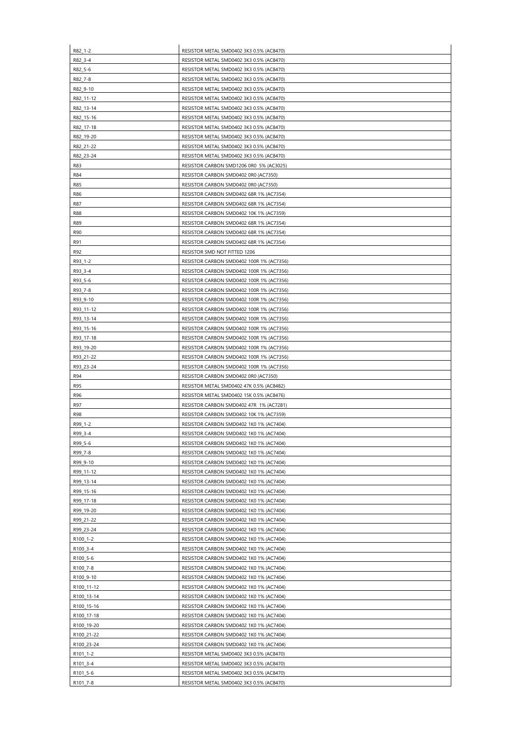| R82_1-2 | RESISTOR METAL SMD0402 3K3 0.5% (AC8470) |
|---|---|
| R82_3-4 | RESISTOR METAL SMD0402 3K3 0.5% (AC8470) |
| R82_5-6 | RESISTOR METAL SMD0402 3K3 0.5% (AC8470) |
| R82_7-8 | RESISTOR METAL SMD0402 3K3 0.5% (AC8470) |
| R82_9-10 | RESISTOR METAL SMD0402 3K3 0.5% (AC8470) |
| R82_11-12 | RESISTOR METAL SMD0402 3K3 0.5% (AC8470) |
| R82_13-14 | RESISTOR METAL SMD0402 3K3 0.5% (AC8470) |
| R82_15-16 | RESISTOR METAL SMD0402 3K3 0.5% (AC8470) |
| R82_17-18 | RESISTOR METAL SMD0402 3K3 0.5% (AC8470) |
| R82_19-20 | RESISTOR METAL SMD0402 3K3 0.5% (AC8470) |
| R82_21-22 | RESISTOR METAL SMD0402 3K3 0.5% (AC8470) |
| R82_23-24 | RESISTOR METAL SMD0402 3K3 0.5% (AC8470) |
| R83 | RESISTOR CARBON SMD1206 0R0 5% (AC3025) |
| R84 | RESISTOR CARBON SMD0402 0R0 (AC7350) |
| R85 | RESISTOR CARBON SMD0402 0R0 (AC7350) |
| R86 | RESISTOR CARBON SMD0402 68R 1% (AC7354) |
| R87 | RESISTOR CARBON SMD0402 68R 1% (AC7354) |
| R88 | RESISTOR CARBON SMD0402 10K 1% (AC7359) |
| R89 | RESISTOR CARBON SMD0402 68R 1% (AC7354) |
| R90 | RESISTOR CARBON SMD0402 68R 1% (AC7354) |
| R91 | RESISTOR CARBON SMD0402 68R 1% (AC7354) |
| R92 | RESISTOR SMD NOT FITTED 1206 |
| R93_1-2 | RESISTOR CARBON SMD0402 100R 1% (AC7356) |
| R93_3-4 | RESISTOR CARBON SMD0402 100R 1% (AC7356) |
| R93_5-6 | RESISTOR CARBON SMD0402 100R 1% (AC7356) |
| R93_7-8 | RESISTOR CARBON SMD0402 100R 1% (AC7356) |
| R93_9-10 | RESISTOR CARBON SMD0402 100R 1% (AC7356) |
| R93_11-12 | RESISTOR CARBON SMD0402 100R 1% (AC7356) |
| R93_13-14 | RESISTOR CARBON SMD0402 100R 1% (AC7356) |
| R93_15-16 | RESISTOR CARBON SMD0402 100R 1% (AC7356) |
| R93_17-18 | RESISTOR CARBON SMD0402 100R 1% (AC7356) |
| R93_19-20 | RESISTOR CARBON SMD0402 100R 1% (AC7356) |
| R93_21-22 | RESISTOR CARBON SMD0402 100R 1% (AC7356) |
| R93_23-24 | RESISTOR CARBON SMD0402 100R 1% (AC7356) |
| R94 | RESISTOR CARBON SMD0402 0R0 (AC7350) |
| R95 | RESISTOR METAL SMD0402 47K 0.5% (AC8482) |
| R96 | RESISTOR METAL SMD0402 15K 0.5% (AC8476) |
| R97 | RESISTOR CARBON SMD0402 47R 1% (AC7281) |
| R98 | RESISTOR CARBON SMD0402 10K 1% (AC7359) |
| R99_1-2 | RESISTOR CARBON SMD0402 1K0 1% (AC7404) |
| R99_3-4 | RESISTOR CARBON SMD0402 1K0 1% (AC7404) |
| R99_5-6 | RESISTOR CARBON SMD0402 1K0 1% (AC7404) |
| R99_7-8 | RESISTOR CARBON SMD0402 1K0 1% (AC7404) |
| R99_9-10 | RESISTOR CARBON SMD0402 1K0 1% (AC7404) |
| R99_11-12 | RESISTOR CARBON SMD0402 1K0 1% (AC7404) |
| R99_13-14 | RESISTOR CARBON SMD0402 1K0 1% (AC7404) |
| R99_15-16 | RESISTOR CARBON SMD0402 1K0 1% (AC7404) |
| R99_17-18 | RESISTOR CARBON SMD0402 1K0 1% (AC7404) |
| R99_19-20 | RESISTOR CARBON SMD0402 1K0 1% (AC7404) |
| R99_21-22 | RESISTOR CARBON SMD0402 1K0 1% (AC7404) |
| R99_23-24 | RESISTOR CARBON SMD0402 1K0 1% (AC7404) |
| R100_1-2 | RESISTOR CARBON SMD0402 1K0 1% (AC7404) |
| R100_3-4 | RESISTOR CARBON SMD0402 1K0 1% (AC7404) |
| R100_5-6 | RESISTOR CARBON SMD0402 1K0 1% (AC7404) |
| R100_7-8 | RESISTOR CARBON SMD0402 1K0 1% (AC7404) |
| R100_9-10 | RESISTOR CARBON SMD0402 1K0 1% (AC7404) |
| R100_11-12 | RESISTOR CARBON SMD0402 1K0 1% (AC7404) |
| R100_13-14 | RESISTOR CARBON SMD0402 1K0 1% (AC7404) |
| R100_15-16 | RESISTOR CARBON SMD0402 1K0 1% (AC7404) |
| R100_17-18 | RESISTOR CARBON SMD0402 1K0 1% (AC7404) |
| R100_19-20 | RESISTOR CARBON SMD0402 1K0 1% (AC7404) |
| R100_21-22 | RESISTOR CARBON SMD0402 1K0 1% (AC7404) |
| R100_23-24 | RESISTOR CARBON SMD0402 1K0 1% (AC7404) |
| R101_1-2 | RESISTOR METAL SMD0402 3K3 0.5% (AC8470) |
| R101_3-4 | RESISTOR METAL SMD0402 3K3 0.5% (AC8470) |
| R101_5-6 | RESISTOR METAL SMD0402 3K3 0.5% (AC8470) |
| R101_7-8 | RESISTOR METAL SMD0402 3K3 0.5% (AC8470) |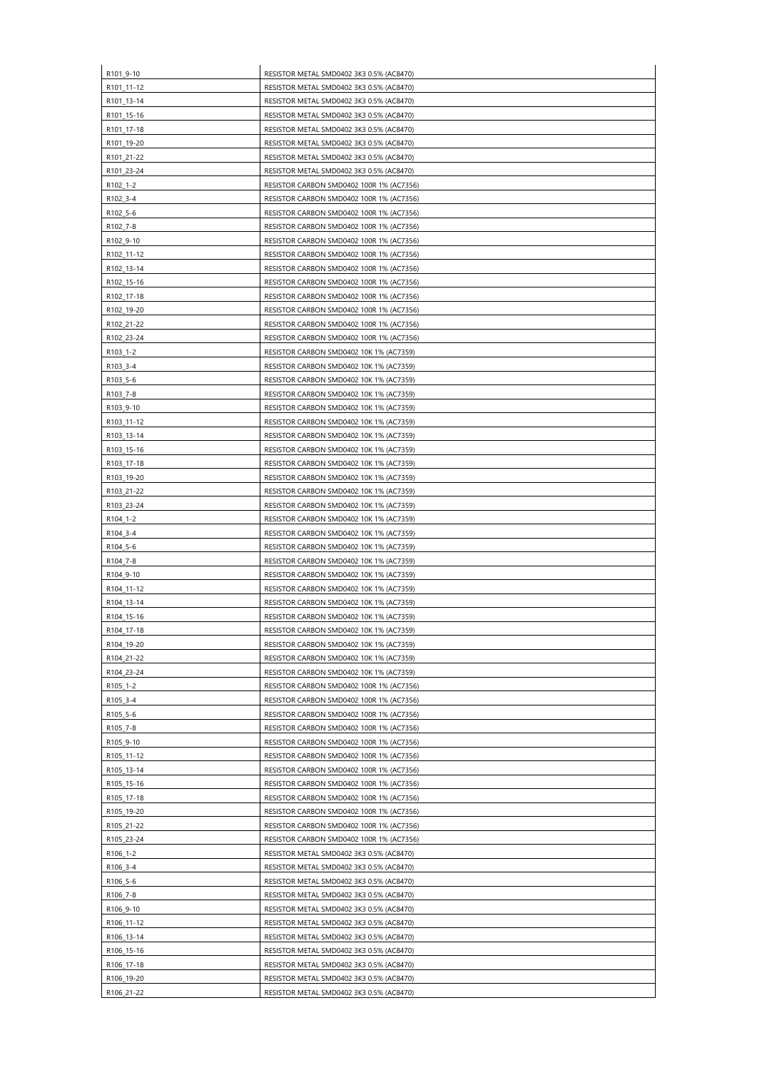| R101_9-10 | RESISTOR METAL SMD0402 3K3 0.5% (AC8470) |
|---|---|
| R101_11-12 | RESISTOR METAL SMD0402 3K3 0.5% (AC8470) |
| R101_13-14 | RESISTOR METAL SMD0402 3K3 0.5% (AC8470) |
| R101_15-16 | RESISTOR METAL SMD0402 3K3 0.5% (AC8470) |
| R101_17-18 | RESISTOR METAL SMD0402 3K3 0.5% (AC8470) |
| R101_19-20 | RESISTOR METAL SMD0402 3K3 0.5% (AC8470) |
| R101_21-22 | RESISTOR METAL SMD0402 3K3 0.5% (AC8470) |
| R101_23-24 | RESISTOR METAL SMD0402 3K3 0.5% (AC8470) |
| R102_1-2 | RESISTOR CARBON SMD0402 100R 1% (AC7356) |
| R102_3-4 | RESISTOR CARBON SMD0402 100R 1% (AC7356) |
| R102_5-6 | RESISTOR CARBON SMD0402 100R 1% (AC7356) |
| R102_7-8 | RESISTOR CARBON SMD0402 100R 1% (AC7356) |
| R102_9-10 | RESISTOR CARBON SMD0402 100R 1% (AC7356) |
| R102_11-12 | RESISTOR CARBON SMD0402 100R 1% (AC7356) |
| R102_13-14 | RESISTOR CARBON SMD0402 100R 1% (AC7356) |
| R102_15-16 | RESISTOR CARBON SMD0402 100R 1% (AC7356) |
| R102_17-18 | RESISTOR CARBON SMD0402 100R 1% (AC7356) |
| R102_19-20 | RESISTOR CARBON SMD0402 100R 1% (AC7356) |
| R102_21-22 | RESISTOR CARBON SMD0402 100R 1% (AC7356) |
| R102_23-24 | RESISTOR CARBON SMD0402 100R 1% (AC7356) |
| R103_1-2 | RESISTOR CARBON SMD0402 10K 1% (AC7359) |
| R103_3-4 | RESISTOR CARBON SMD0402 10K 1% (AC7359) |
| R103_5-6 | RESISTOR CARBON SMD0402 10K 1% (AC7359) |
| R103_7-8 | RESISTOR CARBON SMD0402 10K 1% (AC7359) |
| R103_9-10 | RESISTOR CARBON SMD0402 10K 1% (AC7359) |
| R103_11-12 | RESISTOR CARBON SMD0402 10K 1% (AC7359) |
| R103_13-14 | RESISTOR CARBON SMD0402 10K 1% (AC7359) |
| R103_15-16 | RESISTOR CARBON SMD0402 10K 1% (AC7359) |
| R103_17-18 | RESISTOR CARBON SMD0402 10K 1% (AC7359) |
| R103_19-20 | RESISTOR CARBON SMD0402 10K 1% (AC7359) |
| R103_21-22 | RESISTOR CARBON SMD0402 10K 1% (AC7359) |
| R103_23-24 | RESISTOR CARBON SMD0402 10K 1% (AC7359) |
| R104_1-2 | RESISTOR CARBON SMD0402 10K 1% (AC7359) |
| R104_3-4 | RESISTOR CARBON SMD0402 10K 1% (AC7359) |
| R104_5-6 | RESISTOR CARBON SMD0402 10K 1% (AC7359) |
| R104_7-8 | RESISTOR CARBON SMD0402 10K 1% (AC7359) |
| R104_9-10 | RESISTOR CARBON SMD0402 10K 1% (AC7359) |
| R104_11-12 | RESISTOR CARBON SMD0402 10K 1% (AC7359) |
| R104_13-14 | RESISTOR CARBON SMD0402 10K 1% (AC7359) |
| R104_15-16 | RESISTOR CARBON SMD0402 10K 1% (AC7359) |
| R104_17-18 | RESISTOR CARBON SMD0402 10K 1% (AC7359) |
| R104_19-20 | RESISTOR CARBON SMD0402 10K 1% (AC7359) |
| R104_21-22 | RESISTOR CARBON SMD0402 10K 1% (AC7359) |
| R104_23-24 | RESISTOR CARBON SMD0402 10K 1% (AC7359) |
| R105_1-2 | RESISTOR CARBON SMD0402 100R 1% (AC7356) |
| R105_3-4 | RESISTOR CARBON SMD0402 100R 1% (AC7356) |
| R105_5-6 | RESISTOR CARBON SMD0402 100R 1% (AC7356) |
| R105_7-8 | RESISTOR CARBON SMD0402 100R 1% (AC7356) |
| R105_9-10 | RESISTOR CARBON SMD0402 100R 1% (AC7356) |
| R105_11-12 | RESISTOR CARBON SMD0402 100R 1% (AC7356) |
| R105_13-14 | RESISTOR CARBON SMD0402 100R 1% (AC7356) |
| R105_15-16 | RESISTOR CARBON SMD0402 100R 1% (AC7356) |
| R105_17-18 | RESISTOR CARBON SMD0402 100R 1% (AC7356) |
| R105_19-20 | RESISTOR CARBON SMD0402 100R 1% (AC7356) |
| R105_21-22 | RESISTOR CARBON SMD0402 100R 1% (AC7356) |
| R105_23-24 | RESISTOR CARBON SMD0402 100R 1% (AC7356) |
| R106_1-2 | RESISTOR METAL SMD0402 3K3 0.5% (AC8470) |
| R106_3-4 | RESISTOR METAL SMD0402 3K3 0.5% (AC8470) |
| R106_5-6 | RESISTOR METAL SMD0402 3K3 0.5% (AC8470) |
| R106_7-8 | RESISTOR METAL SMD0402 3K3 0.5% (AC8470) |
| R106_9-10 | RESISTOR METAL SMD0402 3K3 0.5% (AC8470) |
| R106_11-12 | RESISTOR METAL SMD0402 3K3 0.5% (AC8470) |
| R106_13-14 | RESISTOR METAL SMD0402 3K3 0.5% (AC8470) |
| R106_15-16 | RESISTOR METAL SMD0402 3K3 0.5% (AC8470) |
| R106_17-18 | RESISTOR METAL SMD0402 3K3 0.5% (AC8470) |
| R106_19-20 | RESISTOR METAL SMD0402 3K3 0.5% (AC8470) |
| R106_21-22 | RESISTOR METAL SMD0402 3K3 0.5% (AC8470) |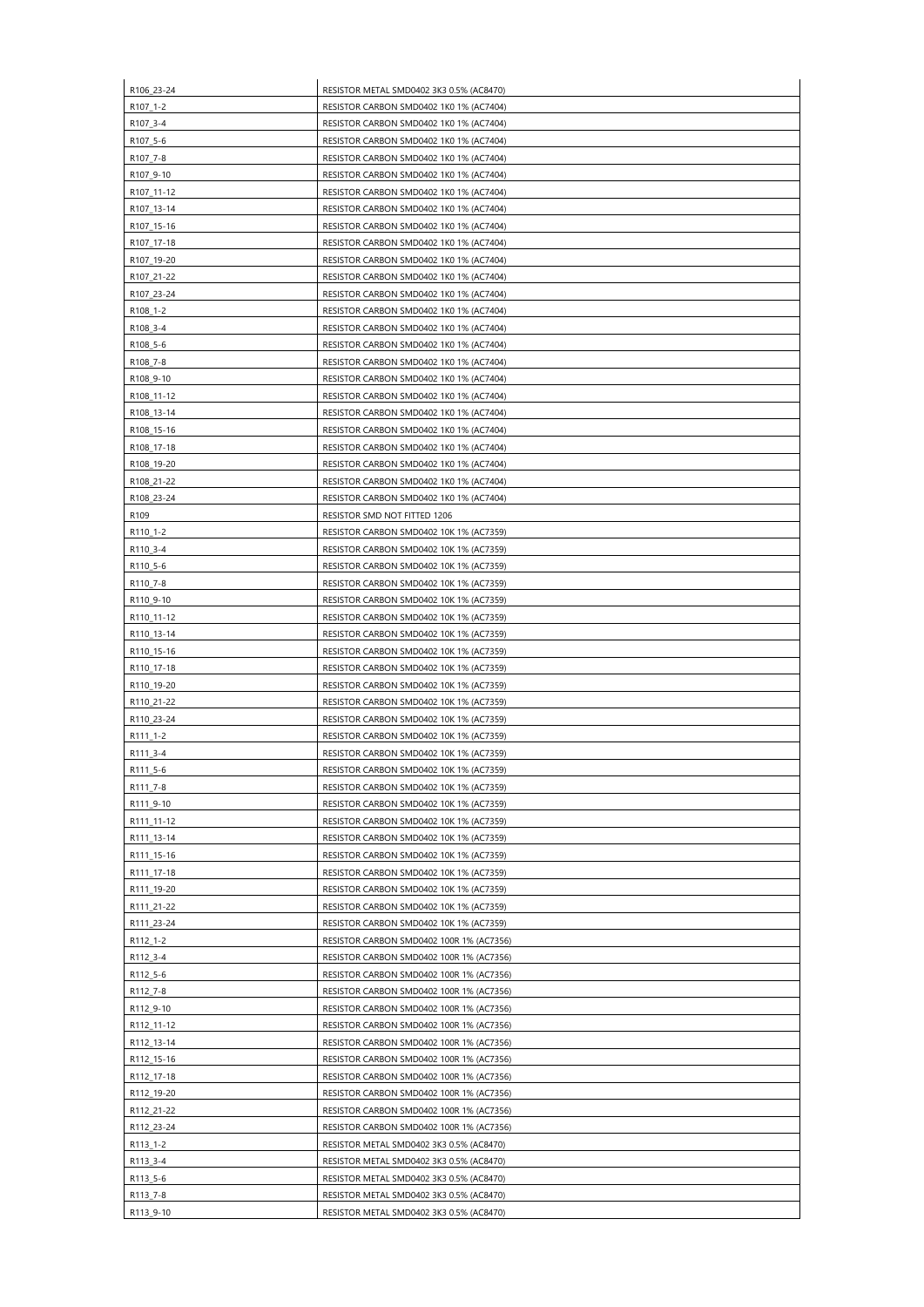| | |
|---|---|
| R106_23-24 | RESISTOR METAL SMD0402 3K3 0.5% (AC8470) |
| R107_1-2 | RESISTOR CARBON SMD0402 1K0 1% (AC7404) |
| R107_3-4 | RESISTOR CARBON SMD0402 1K0 1% (AC7404) |
| R107_5-6 | RESISTOR CARBON SMD0402 1K0 1% (AC7404) |
| R107_7-8 | RESISTOR CARBON SMD0402 1K0 1% (AC7404) |
| R107_9-10 | RESISTOR CARBON SMD0402 1K0 1% (AC7404) |
| R107_11-12 | RESISTOR CARBON SMD0402 1K0 1% (AC7404) |
| R107_13-14 | RESISTOR CARBON SMD0402 1K0 1% (AC7404) |
| R107_15-16 | RESISTOR CARBON SMD0402 1K0 1% (AC7404) |
| R107_17-18 | RESISTOR CARBON SMD0402 1K0 1% (AC7404) |
| R107_19-20 | RESISTOR CARBON SMD0402 1K0 1% (AC7404) |
| R107_21-22 | RESISTOR CARBON SMD0402 1K0 1% (AC7404) |
| R107_23-24 | RESISTOR CARBON SMD0402 1K0 1% (AC7404) |
| R108_1-2 | RESISTOR CARBON SMD0402 1K0 1% (AC7404) |
| R108_3-4 | RESISTOR CARBON SMD0402 1K0 1% (AC7404) |
| R108_5-6 | RESISTOR CARBON SMD0402 1K0 1% (AC7404) |
| R108_7-8 | RESISTOR CARBON SMD0402 1K0 1% (AC7404) |
| R108_9-10 | RESISTOR CARBON SMD0402 1K0 1% (AC7404) |
| R108_11-12 | RESISTOR CARBON SMD0402 1K0 1% (AC7404) |
| R108_13-14 | RESISTOR CARBON SMD0402 1K0 1% (AC7404) |
| R108_15-16 | RESISTOR CARBON SMD0402 1K0 1% (AC7404) |
| R108_17-18 | RESISTOR CARBON SMD0402 1K0 1% (AC7404) |
| R108_19-20 | RESISTOR CARBON SMD0402 1K0 1% (AC7404) |
| R108_21-22 | RESISTOR CARBON SMD0402 1K0 1% (AC7404) |
| R108_23-24 | RESISTOR CARBON SMD0402 1K0 1% (AC7404) |
| R109 | RESISTOR SMD NOT FITTED 1206 |
| R110_1-2 | RESISTOR CARBON SMD0402 10K 1% (AC7359) |
| R110_3-4 | RESISTOR CARBON SMD0402 10K 1% (AC7359) |
| R110_5-6 | RESISTOR CARBON SMD0402 10K 1% (AC7359) |
| R110_7-8 | RESISTOR CARBON SMD0402 10K 1% (AC7359) |
| R110_9-10 | RESISTOR CARBON SMD0402 10K 1% (AC7359) |
| R110_11-12 | RESISTOR CARBON SMD0402 10K 1% (AC7359) |
| R110_13-14 | RESISTOR CARBON SMD0402 10K 1% (AC7359) |
| R110_15-16 | RESISTOR CARBON SMD0402 10K 1% (AC7359) |
| R110_17-18 | RESISTOR CARBON SMD0402 10K 1% (AC7359) |
| R110_19-20 | RESISTOR CARBON SMD0402 10K 1% (AC7359) |
| R110_21-22 | RESISTOR CARBON SMD0402 10K 1% (AC7359) |
| R110_23-24 | RESISTOR CARBON SMD0402 10K 1% (AC7359) |
| R111_1-2 | RESISTOR CARBON SMD0402 10K 1% (AC7359) |
| R111_3-4 | RESISTOR CARBON SMD0402 10K 1% (AC7359) |
| R111_5-6 | RESISTOR CARBON SMD0402 10K 1% (AC7359) |
| R111_7-8 | RESISTOR CARBON SMD0402 10K 1% (AC7359) |
| R111_9-10 | RESISTOR CARBON SMD0402 10K 1% (AC7359) |
| R111_11-12 | RESISTOR CARBON SMD0402 10K 1% (AC7359) |
| R111_13-14 | RESISTOR CARBON SMD0402 10K 1% (AC7359) |
| R111_15-16 | RESISTOR CARBON SMD0402 10K 1% (AC7359) |
| R111_17-18 | RESISTOR CARBON SMD0402 10K 1% (AC7359) |
| R111_19-20 | RESISTOR CARBON SMD0402 10K 1% (AC7359) |
| R111_21-22 | RESISTOR CARBON SMD0402 10K 1% (AC7359) |
| R111_23-24 | RESISTOR CARBON SMD0402 10K 1% (AC7359) |
| R112_1-2 | RESISTOR CARBON SMD0402 100R 1% (AC7356) |
| R112_3-4 | RESISTOR CARBON SMD0402 100R 1% (AC7356) |
| R112_5-6 | RESISTOR CARBON SMD0402 100R 1% (AC7356) |
| R112_7-8 | RESISTOR CARBON SMD0402 100R 1% (AC7356) |
| R112_9-10 | RESISTOR CARBON SMD0402 100R 1% (AC7356) |
| R112_11-12 | RESISTOR CARBON SMD0402 100R 1% (AC7356) |
| R112_13-14 | RESISTOR CARBON SMD0402 100R 1% (AC7356) |
| R112_15-16 | RESISTOR CARBON SMD0402 100R 1% (AC7356) |
| R112_17-18 | RESISTOR CARBON SMD0402 100R 1% (AC7356) |
| R112_19-20 | RESISTOR CARBON SMD0402 100R 1% (AC7356) |
| R112_21-22 | RESISTOR CARBON SMD0402 100R 1% (AC7356) |
| R112_23-24 | RESISTOR CARBON SMD0402 100R 1% (AC7356) |
| R113_1-2 | RESISTOR METAL SMD0402 3K3 0.5% (AC8470) |
| R113_3-4 | RESISTOR METAL SMD0402 3K3 0.5% (AC8470) |
| R113_5-6 | RESISTOR METAL SMD0402 3K3 0.5% (AC8470) |
| R113_7-8 | RESISTOR METAL SMD0402 3K3 0.5% (AC8470) |
| R113_9-10 | RESISTOR METAL SMD0402 3K3 0.5% (AC8470) |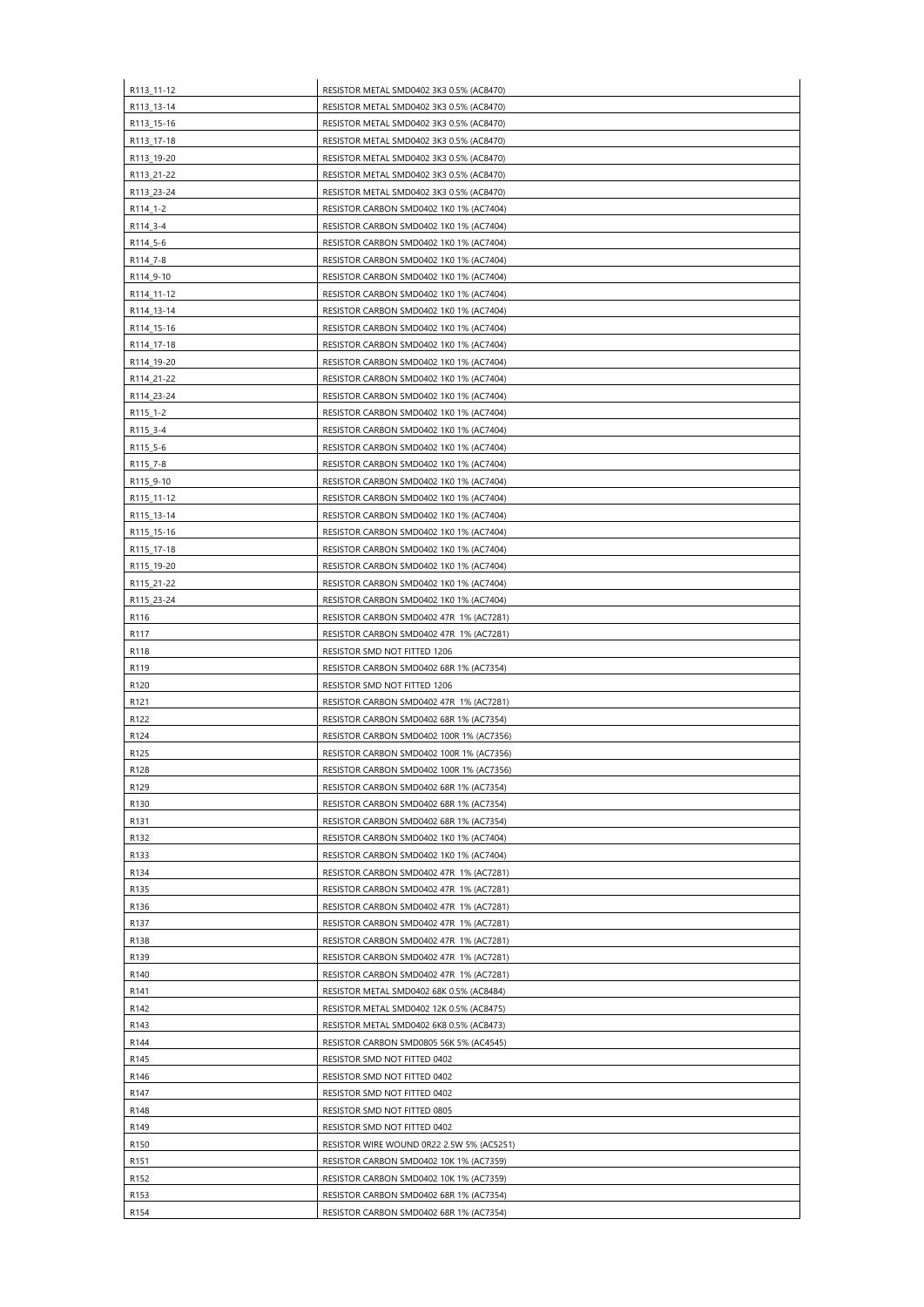| R113_11-12 | RESISTOR METAL SMD0402 3K3 0.5% (AC8470) |
|---|---|
| R113_13-14 | RESISTOR METAL SMD0402 3K3 0.5% (AC8470) |
| R113_15-16 | RESISTOR METAL SMD0402 3K3 0.5% (AC8470) |
| R113_17-18 | RESISTOR METAL SMD0402 3K3 0.5% (AC8470) |
| R113_19-20 | RESISTOR METAL SMD0402 3K3 0.5% (AC8470) |
| R113_21-22 | RESISTOR METAL SMD0402 3K3 0.5% (AC8470) |
| R113_23-24 | RESISTOR METAL SMD0402 3K3 0.5% (AC8470) |
| R114_1-2 | RESISTOR CARBON SMD0402 1K0 1% (AC7404) |
| R114_3-4 | RESISTOR CARBON SMD0402 1K0 1% (AC7404) |
| R114_5-6 | RESISTOR CARBON SMD0402 1K0 1% (AC7404) |
| R114_7-8 | RESISTOR CARBON SMD0402 1K0 1% (AC7404) |
| R114_9-10 | RESISTOR CARBON SMD0402 1K0 1% (AC7404) |
| R114_11-12 | RESISTOR CARBON SMD0402 1K0 1% (AC7404) |
| R114_13-14 | RESISTOR CARBON SMD0402 1K0 1% (AC7404) |
| R114_15-16 | RESISTOR CARBON SMD0402 1K0 1% (AC7404) |
| R114_17-18 | RESISTOR CARBON SMD0402 1K0 1% (AC7404) |
| R114_19-20 | RESISTOR CARBON SMD0402 1K0 1% (AC7404) |
| R114_21-22 | RESISTOR CARBON SMD0402 1K0 1% (AC7404) |
| R114_23-24 | RESISTOR CARBON SMD0402 1K0 1% (AC7404) |
| R115_1-2 | RESISTOR CARBON SMD0402 1K0 1% (AC7404) |
| R115_3-4 | RESISTOR CARBON SMD0402 1K0 1% (AC7404) |
| R115_5-6 | RESISTOR CARBON SMD0402 1K0 1% (AC7404) |
| R115_7-8 | RESISTOR CARBON SMD0402 1K0 1% (AC7404) |
| R115_9-10 | RESISTOR CARBON SMD0402 1K0 1% (AC7404) |
| R115_11-12 | RESISTOR CARBON SMD0402 1K0 1% (AC7404) |
| R115_13-14 | RESISTOR CARBON SMD0402 1K0 1% (AC7404) |
| R115_15-16 | RESISTOR CARBON SMD0402 1K0 1% (AC7404) |
| R115_17-18 | RESISTOR CARBON SMD0402 1K0 1% (AC7404) |
| R115_19-20 | RESISTOR CARBON SMD0402 1K0 1% (AC7404) |
| R115_21-22 | RESISTOR CARBON SMD0402 1K0 1% (AC7404) |
| R115_23-24 | RESISTOR CARBON SMD0402 1K0 1% (AC7404) |
| R116 | RESISTOR CARBON SMD0402 47R 1% (AC7281) |
| R117 | RESISTOR CARBON SMD0402 47R 1% (AC7281) |
| R118 | RESISTOR SMD NOT FITTED 1206 |
| R119 | RESISTOR CARBON SMD0402 68R 1% (AC7354) |
| R120 | RESISTOR SMD NOT FITTED 1206 |
| R121 | RESISTOR CARBON SMD0402 47R 1% (AC7281) |
| R122 | RESISTOR CARBON SMD0402 68R 1% (AC7354) |
| R124 | RESISTOR CARBON SMD0402 100R 1% (AC7356) |
| R125 | RESISTOR CARBON SMD0402 100R 1% (AC7356) |
| R128 | RESISTOR CARBON SMD0402 100R 1% (AC7356) |
| R129 | RESISTOR CARBON SMD0402 68R 1% (AC7354) |
| R130 | RESISTOR CARBON SMD0402 68R 1% (AC7354) |
| R131 | RESISTOR CARBON SMD0402 68R 1% (AC7354) |
| R132 | RESISTOR CARBON SMD0402 1K0 1% (AC7404) |
| R133 | RESISTOR CARBON SMD0402 1K0 1% (AC7404) |
| R134 | RESISTOR CARBON SMD0402 47R 1% (AC7281) |
| R135 | RESISTOR CARBON SMD0402 47R 1% (AC7281) |
| R136 | RESISTOR CARBON SMD0402 47R 1% (AC7281) |
| R137 | RESISTOR CARBON SMD0402 47R 1% (AC7281) |
| R138 | RESISTOR CARBON SMD0402 47R 1% (AC7281) |
| R139 | RESISTOR CARBON SMD0402 47R 1% (AC7281) |
| R140 | RESISTOR CARBON SMD0402 47R 1% (AC7281) |
| R141 | RESISTOR METAL SMD0402 68K 0.5% (AC8484) |
| R142 | RESISTOR METAL SMD0402 12K 0.5% (AC8475) |
| R143 | RESISTOR METAL SMD0402 6K8 0.5% (AC8473) |
| R144 | RESISTOR CARBON SMD0805 56K 5% (AC4545) |
| R145 | RESISTOR SMD NOT FITTED 0402 |
| R146 | RESISTOR SMD NOT FITTED 0402 |
| R147 | RESISTOR SMD NOT FITTED 0402 |
| R148 | RESISTOR SMD NOT FITTED 0805 |
| R149 | RESISTOR SMD NOT FITTED 0402 |
| R150 | RESISTOR WIRE WOUND 0R22 2.5W 5% (AC5251) |
| R151 | RESISTOR CARBON SMD0402 10K 1% (AC7359) |
| R152 | RESISTOR CARBON SMD0402 10K 1% (AC7359) |
| R153 | RESISTOR CARBON SMD0402 68R 1% (AC7354) |
| R154 | RESISTOR CARBON SMD0402 68R 1% (AC7354) |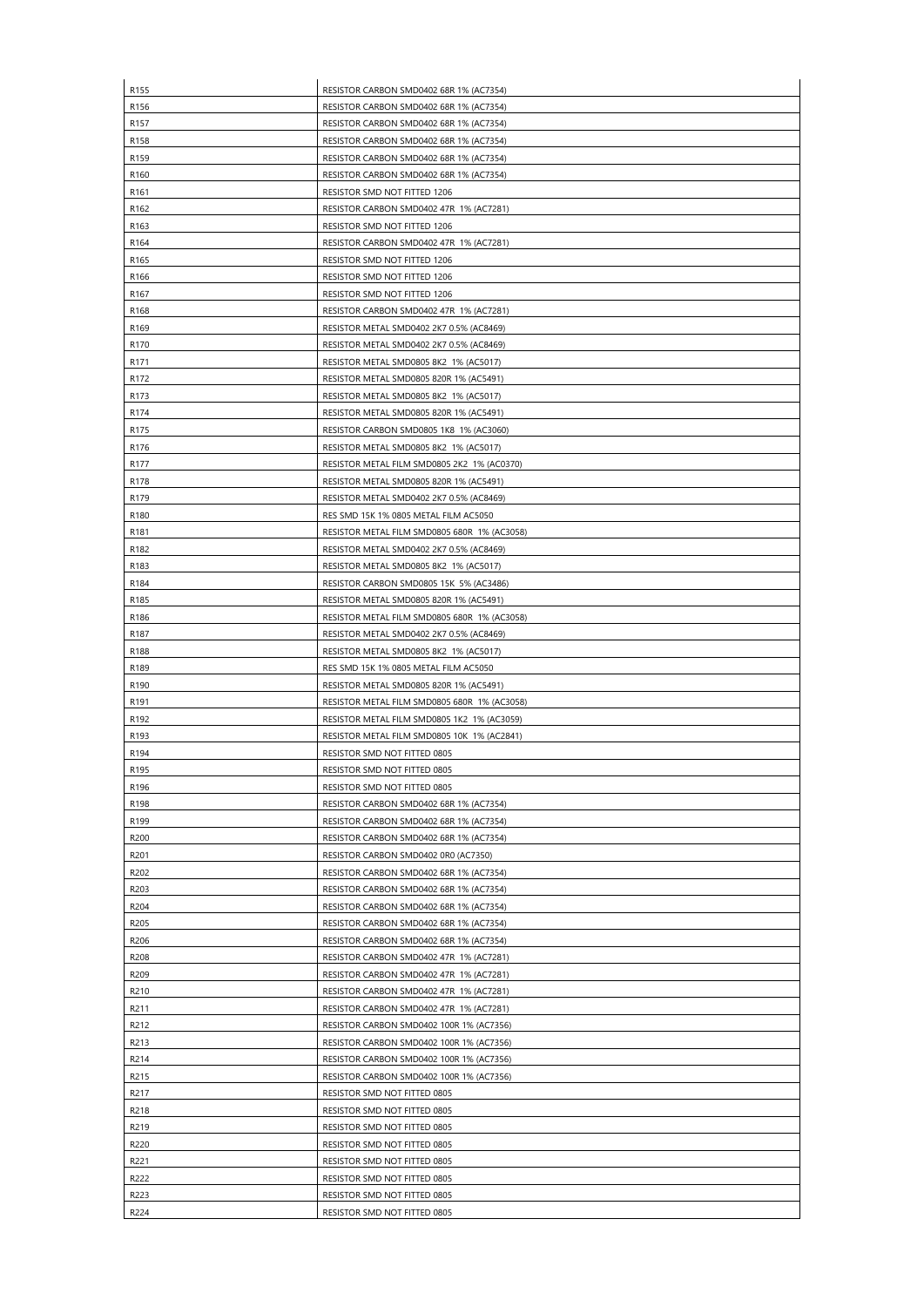| | |
|---|---|
| R155 | RESISTOR CARBON SMD0402 68R 1% (AC7354) |
| R156 | RESISTOR CARBON SMD0402 68R 1% (AC7354) |
| R157 | RESISTOR CARBON SMD0402 68R 1% (AC7354) |
| R158 | RESISTOR CARBON SMD0402 68R 1% (AC7354) |
| R159 | RESISTOR CARBON SMD0402 68R 1% (AC7354) |
| R160 | RESISTOR CARBON SMD0402 68R 1% (AC7354) |
| R161 | RESISTOR SMD NOT FITTED 1206 |
| R162 | RESISTOR CARBON SMD0402 47R 1% (AC7281) |
| R163 | RESISTOR SMD NOT FITTED 1206 |
| R164 | RESISTOR CARBON SMD0402 47R 1% (AC7281) |
| R165 | RESISTOR SMD NOT FITTED 1206 |
| R166 | RESISTOR SMD NOT FITTED 1206 |
| R167 | RESISTOR SMD NOT FITTED 1206 |
| R168 | RESISTOR CARBON SMD0402 47R 1% (AC7281) |
| R169 | RESISTOR METAL SMD0402 2K7 0.5% (AC8469) |
| R170 | RESISTOR METAL SMD0402 2K7 0.5% (AC8469) |
| R171 | RESISTOR METAL SMD0805 8K2 1% (AC5017) |
| R172 | RESISTOR METAL SMD0805 820R 1% (AC5491) |
| R173 | RESISTOR METAL SMD0805 8K2 1% (AC5017) |
| R174 | RESISTOR METAL SMD0805 820R 1% (AC5491) |
| R175 | RESISTOR CARBON SMD0805 1K8 1% (AC3060) |
| R176 | RESISTOR METAL SMD0805 8K2 1% (AC5017) |
| R177 | RESISTOR METAL FILM SMD0805 2K2 1% (AC0370) |
| R178 | RESISTOR METAL SMD0805 820R 1% (AC5491) |
| R179 | RESISTOR METAL SMD0402 2K7 0.5% (AC8469) |
| R180 | RES SMD 15K 1% 0805 METAL FILM AC5050 |
| R181 | RESISTOR METAL FILM SMD0805 680R 1% (AC3058) |
| R182 | RESISTOR METAL SMD0402 2K7 0.5% (AC8469) |
| R183 | RESISTOR METAL SMD0805 8K2 1% (AC5017) |
| R184 | RESISTOR CARBON SMD0805 15K 5% (AC3486) |
| R185 | RESISTOR METAL SMD0805 820R 1% (AC5491) |
| R186 | RESISTOR METAL FILM SMD0805 680R 1% (AC3058) |
| R187 | RESISTOR METAL SMD0402 2K7 0.5% (AC8469) |
| R188 | RESISTOR METAL SMD0805 8K2 1% (AC5017) |
| R189 | RES SMD 15K 1% 0805 METAL FILM AC5050 |
| R190 | RESISTOR METAL SMD0805 820R 1% (AC5491) |
| R191 | RESISTOR METAL FILM SMD0805 680R 1% (AC3058) |
| R192 | RESISTOR METAL FILM SMD0805 1K2 1% (AC3059) |
| R193 | RESISTOR METAL FILM SMD0805 10K 1% (AC2841) |
| R194 | RESISTOR SMD NOT FITTED 0805 |
| R195 | RESISTOR SMD NOT FITTED 0805 |
| R196 | RESISTOR SMD NOT FITTED 0805 |
| R198 | RESISTOR CARBON SMD0402 68R 1% (AC7354) |
| R199 | RESISTOR CARBON SMD0402 68R 1% (AC7354) |
| R200 | RESISTOR CARBON SMD0402 68R 1% (AC7354) |
| R201 | RESISTOR CARBON SMD0402 0R0 (AC7350) |
| R202 | RESISTOR CARBON SMD0402 68R 1% (AC7354) |
| R203 | RESISTOR CARBON SMD0402 68R 1% (AC7354) |
| R204 | RESISTOR CARBON SMD0402 68R 1% (AC7354) |
| R205 | RESISTOR CARBON SMD0402 68R 1% (AC7354) |
| R206 | RESISTOR CARBON SMD0402 68R 1% (AC7354) |
| R208 | RESISTOR CARBON SMD0402 47R 1% (AC7281) |
| R209 | RESISTOR CARBON SMD0402 47R 1% (AC7281) |
| R210 | RESISTOR CARBON SMD0402 47R 1% (AC7281) |
| R211 | RESISTOR CARBON SMD0402 47R 1% (AC7281) |
| R212 | RESISTOR CARBON SMD0402 100R 1% (AC7356) |
| R213 | RESISTOR CARBON SMD0402 100R 1% (AC7356) |
| R214 | RESISTOR CARBON SMD0402 100R 1% (AC7356) |
| R215 | RESISTOR CARBON SMD0402 100R 1% (AC7356) |
| R217 | RESISTOR SMD NOT FITTED 0805 |
| R218 | RESISTOR SMD NOT FITTED 0805 |
| R219 | RESISTOR SMD NOT FITTED 0805 |
| R220 | RESISTOR SMD NOT FITTED 0805 |
| R221 | RESISTOR SMD NOT FITTED 0805 |
| R222 | RESISTOR SMD NOT FITTED 0805 |
| R223 | RESISTOR SMD NOT FITTED 0805 |
| R224 | RESISTOR SMD NOT FITTED 0805 |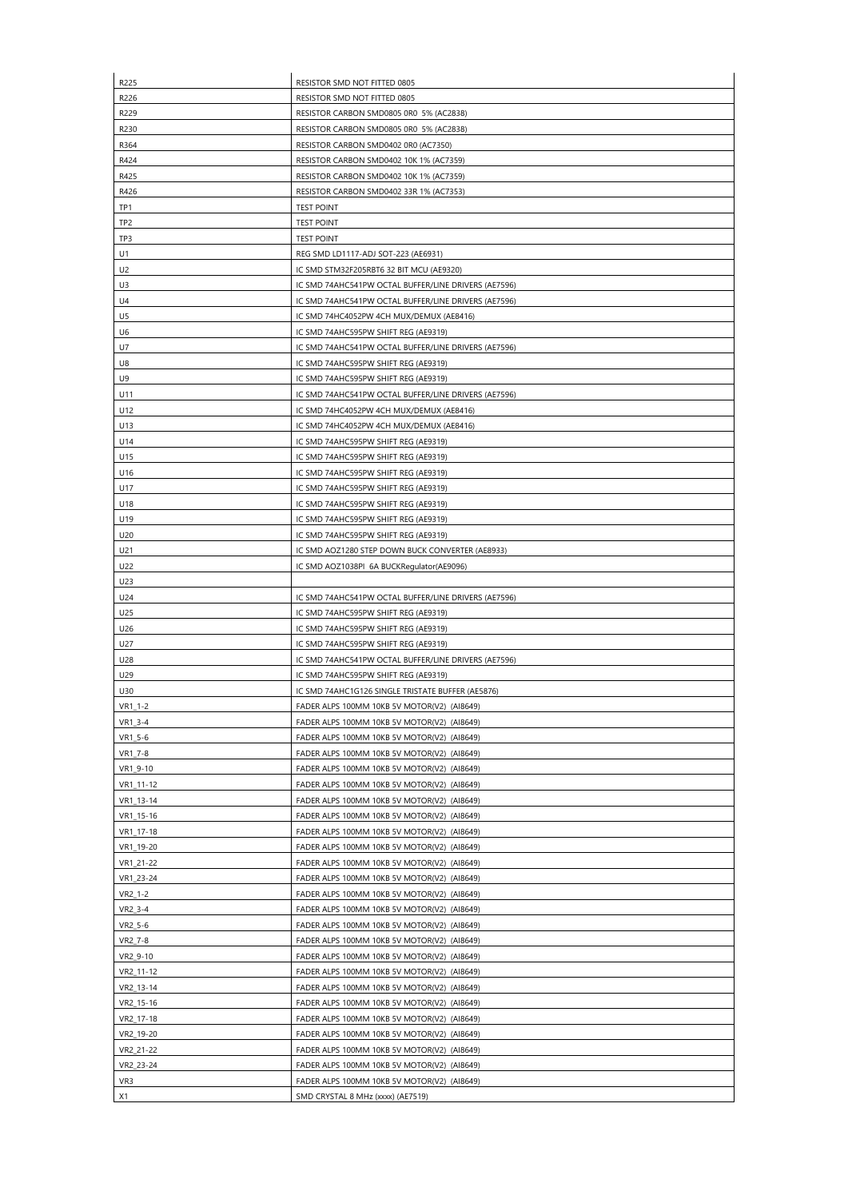| | |
|---|---|
| R225 | RESISTOR SMD NOT FITTED 0805 |
| R226 | RESISTOR SMD NOT FITTED 0805 |
| R229 | RESISTOR CARBON SMD0805 0R0 5% (AC2838) |
| R230 | RESISTOR CARBON SMD0805 0R0 5% (AC2838) |
| R364 | RESISTOR CARBON SMD0402 0R0 (AC7350) |
| R424 | RESISTOR CARBON SMD0402 10K 1% (AC7359) |
| R425 | RESISTOR CARBON SMD0402 10K 1% (AC7359) |
| R426 | RESISTOR CARBON SMD0402 33R 1% (AC7353) |
| TP1 | TEST POINT |
| TP2 | TEST POINT |
| TP3 | TEST POINT |
| U1 | REG SMD LD1117-ADJ SOT-223 (AE6931) |
| U2 | IC SMD STM32F205RBT6 32 BIT MCU (AE9320) |
| U3 | IC SMD 74AHC541PW OCTAL BUFFER/LINE DRIVERS (AE7596) |
| U4 | IC SMD 74AHC541PW OCTAL BUFFER/LINE DRIVERS (AE7596) |
| U5 | IC SMD 74HC4052PW 4CH MUX/DEMUX (AE8416) |
| U6 | IC SMD 74AHC595PW SHIFT REG (AE9319) |
| U7 | IC SMD 74AHC541PW OCTAL BUFFER/LINE DRIVERS (AE7596) |
| U8 | IC SMD 74AHC595PW SHIFT REG (AE9319) |
| U9 | IC SMD 74AHC595PW SHIFT REG (AE9319) |
| U11 | IC SMD 74AHC541PW OCTAL BUFFER/LINE DRIVERS (AE7596) |
| U12 | IC SMD 74HC4052PW 4CH MUX/DEMUX (AE8416) |
| U13 | IC SMD 74HC4052PW 4CH MUX/DEMUX (AE8416) |
| U14 | IC SMD 74AHC595PW SHIFT REG (AE9319) |
| U15 | IC SMD 74AHC595PW SHIFT REG (AE9319) |
| U16 | IC SMD 74AHC595PW SHIFT REG (AE9319) |
| U17 | IC SMD 74AHC595PW SHIFT REG (AE9319) |
| U18 | IC SMD 74AHC595PW SHIFT REG (AE9319) |
| U19 | IC SMD 74AHC595PW SHIFT REG (AE9319) |
| U20 | IC SMD 74AHC595PW SHIFT REG (AE9319) |
| U21 | IC SMD AOZ1280 STEP DOWN BUCK CONVERTER (AE8933) |
| U22 | IC SMD AOZ1038PI 6A BUCKRegulator(AE9096) |
| U23 | |
| U24 | IC SMD 74AHC541PW OCTAL BUFFER/LINE DRIVERS (AE7596) |
| U25 | IC SMD 74AHC595PW SHIFT REG (AE9319) |
| U26 | IC SMD 74AHC595PW SHIFT REG (AE9319) |
| U27 | IC SMD 74AHC595PW SHIFT REG (AE9319) |
| U28 | IC SMD 74AHC541PW OCTAL BUFFER/LINE DRIVERS (AE7596) |
| U29 | IC SMD 74AHC595PW SHIFT REG (AE9319) |
| U30 | IC SMD 74AHC1G126 SINGLE TRISTATE BUFFER (AE5876) |
| VR1_1-2 | FADER ALPS 100MM 10KB 5V MOTOR(V2) (AI8649) |
| VR1_3-4 | FADER ALPS 100MM 10KB 5V MOTOR(V2) (AI8649) |
| VR1_5-6 | FADER ALPS 100MM 10KB 5V MOTOR(V2) (AI8649) |
| VR1_7-8 | FADER ALPS 100MM 10KB 5V MOTOR(V2) (AI8649) |
| VR1_9-10 | FADER ALPS 100MM 10KB 5V MOTOR(V2) (AI8649) |
| VR1_11-12 | FADER ALPS 100MM 10KB 5V MOTOR(V2) (AI8649) |
| VR1_13-14 | FADER ALPS 100MM 10KB 5V MOTOR(V2) (AI8649) |
| VR1_15-16 | FADER ALPS 100MM 10KB 5V MOTOR(V2) (AI8649) |
| VR1_17-18 | FADER ALPS 100MM 10KB 5V MOTOR(V2) (AI8649) |
| VR1_19-20 | FADER ALPS 100MM 10KB 5V MOTOR(V2) (AI8649) |
| VR1_21-22 | FADER ALPS 100MM 10KB 5V MOTOR(V2) (AI8649) |
| VR1_23-24 | FADER ALPS 100MM 10KB 5V MOTOR(V2) (AI8649) |
| VR2_1-2 | FADER ALPS 100MM 10KB 5V MOTOR(V2) (AI8649) |
| VR2_3-4 | FADER ALPS 100MM 10KB 5V MOTOR(V2) (AI8649) |
| VR2_5-6 | FADER ALPS 100MM 10KB 5V MOTOR(V2) (AI8649) |
| VR2_7-8 | FADER ALPS 100MM 10KB 5V MOTOR(V2) (AI8649) |
| VR2_9-10 | FADER ALPS 100MM 10KB 5V MOTOR(V2) (AI8649) |
| VR2_11-12 | FADER ALPS 100MM 10KB 5V MOTOR(V2) (AI8649) |
| VR2_13-14 | FADER ALPS 100MM 10KB 5V MOTOR(V2) (AI8649) |
| VR2_15-16 | FADER ALPS 100MM 10KB 5V MOTOR(V2) (AI8649) |
| VR2_17-18 | FADER ALPS 100MM 10KB 5V MOTOR(V2) (AI8649) |
| VR2_19-20 | FADER ALPS 100MM 10KB 5V MOTOR(V2) (AI8649) |
| VR2_21-22 | FADER ALPS 100MM 10KB 5V MOTOR(V2) (AI8649) |
| VR2_23-24 | FADER ALPS 100MM 10KB 5V MOTOR(V2) (AI8649) |
| VR3 | FADER ALPS 100MM 10KB 5V MOTOR(V2) (AI8649) |
| X1 | SMD CRYSTAL 8 MHz (xxxx) (AE7519) |